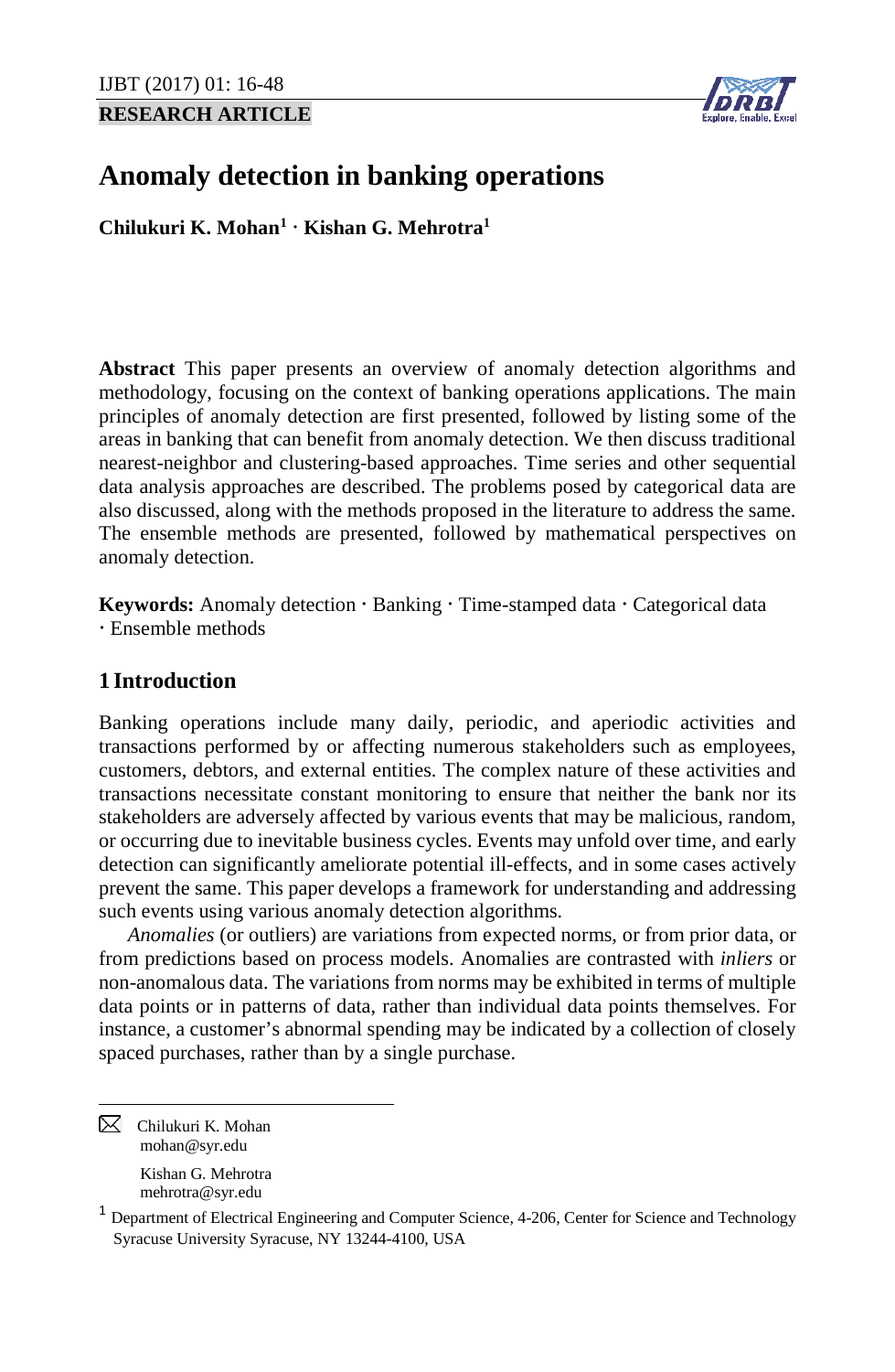**RESEARCH ARTICLE**

# Anomaly detection in banking operations

**Chilukuri K. Mohan[1] · Kishan G. Mehrotra[1]**

**Abstract** This paper presents an overview of anomaly detection algorithms and methodology, focusing on the context of banking operations applications. The main principles of anomaly detection are first presented, followed by listing some of the areas in banking that can benefit from anomaly detection. We then discuss traditional nearest-neighbor and clustering-based approaches. Time series and other sequential data analysis approaches are described. The problems posed by categorical data are also discussed, along with the methods proposed in the literature to address the same. The ensemble methods are presented, followed by mathematical perspectives on anomaly detection.

**Keywords:** Anomaly detection · Banking · Time-stamped data · Categorical data · Ensemble methods

## 1 Introduction

Banking operations include many daily, periodic, and aperiodic activities and transactions performed by or affecting numerous stakeholders such as employees, customers, debtors, and external entities. The complex nature of these activities and transactions necessitate constant monitoring to ensure that neither the bank nor its stakeholders are adversely affected by various events that may be malicious, random, or occurring due to inevitable business cycles. Events may unfold over time, and early detection can significantly ameliorate potential ill-effects, and in some cases actively prevent the same. This paper develops a framework for understanding and addressing such events using various anomaly detection algorithms.

*Anomalies* (or outliers) are variations from expected norms, or from prior data, or from predictions based on process models. Anomalies are contrasted with *inliers* or non-anomalous data. The variations from norms may be exhibited in terms of multiple data points or in patterns of data, rather than individual data points themselves. For instance, a customer's abnormal spending may be indicated by a collection of closely spaced purchases, rather than by a single purchase.

---

✉ Chilukuri K. Mohan
mohan@syr.edu

Kishan G. Mehrotra
mehrotra@syr.edu

[1] Department of Electrical Engineering and Computer Science, 4-206, Center for Science and Technology Syracuse University Syracuse, NY 13244-4100, USA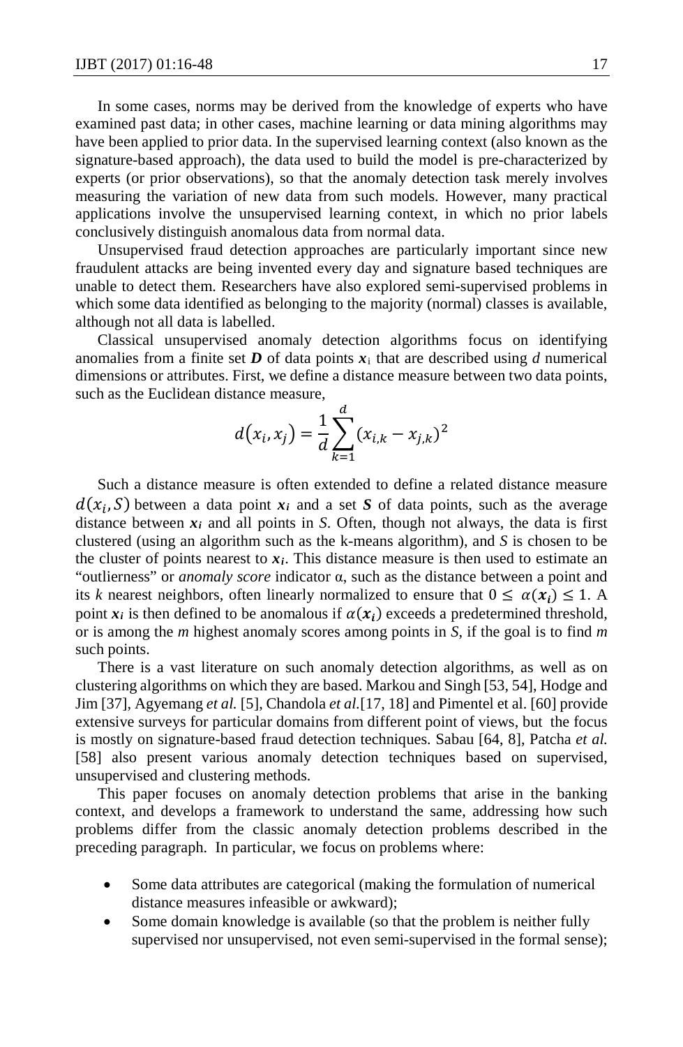In some cases, norms may be derived from the knowledge of experts who have examined past data; in other cases, machine learning or data mining algorithms may have been applied to prior data. In the supervised learning context (also known as the signature-based approach), the data used to build the model is pre-characterized by experts (or prior observations), so that the anomaly detection task merely involves measuring the variation of new data from such models. However, many practical applications involve the unsupervised learning context, in which no prior labels conclusively distinguish anomalous data from normal data.

Unsupervised fraud detection approaches are particularly important since new fraudulent attacks are being invented every day and signature based techniques are unable to detect them. Researchers have also explored semi-supervised problems in which some data identified as belonging to the majority (normal) classes is available, although not all data is labelled.

Classical unsupervised anomaly detection algorithms focus on identifying anomalies from a finite set $\boldsymbol{D}$ of data points $\boldsymbol{x}_i$ that are described using $d$ numerical dimensions or attributes. First, we define a distance measure between two data points, such as the Euclidean distance measure,

$$d(x_i, x_j) = \frac{1}{d} \sum_{k=1}^{d} (x_{i,k} - x_{j,k})^2$$

Such a distance measure is often extended to define a related distance measure $d(x_i, S)$ between a data point $\boldsymbol{x}_i$ and a set $\boldsymbol{S}$ of data points, such as the average distance between $\boldsymbol{x}_i$ and all points in $S$. Often, though not always, the data is first clustered (using an algorithm such as the k-means algorithm), and $S$ is chosen to be the cluster of points nearest to $\boldsymbol{x}_i$. This distance measure is then used to estimate an "outlierness" or *anomaly score* indicator α, such as the distance between a point and its $k$ nearest neighbors, often linearly normalized to ensure that $0 \leq \alpha(\boldsymbol{x}_i) \leq 1$. A point $\boldsymbol{x}_i$ is then defined to be anomalous if $\alpha(\boldsymbol{x}_i)$ exceeds a predetermined threshold, or is among the $m$ highest anomaly scores among points in $S$, if the goal is to find $m$ such points.

There is a vast literature on such anomaly detection algorithms, as well as on clustering algorithms on which they are based. Markou and Singh [53, 54], Hodge and Jim [37], Agyemang *et al.* [5], Chandola *et al.*[17, 18] and Pimentel et al. [60] provide extensive surveys for particular domains from different point of views, but the focus is mostly on signature-based fraud detection techniques. Sabau [64, 8], Patcha *et al.* [58] also present various anomaly detection techniques based on supervised, unsupervised and clustering methods.

This paper focuses on anomaly detection problems that arise in the banking context, and develops a framework to understand the same, addressing how such problems differ from the classic anomaly detection problems described in the preceding paragraph. In particular, we focus on problems where:

- Some data attributes are categorical (making the formulation of numerical distance measures infeasible or awkward);
- Some domain knowledge is available (so that the problem is neither fully supervised nor unsupervised, not even semi-supervised in the formal sense);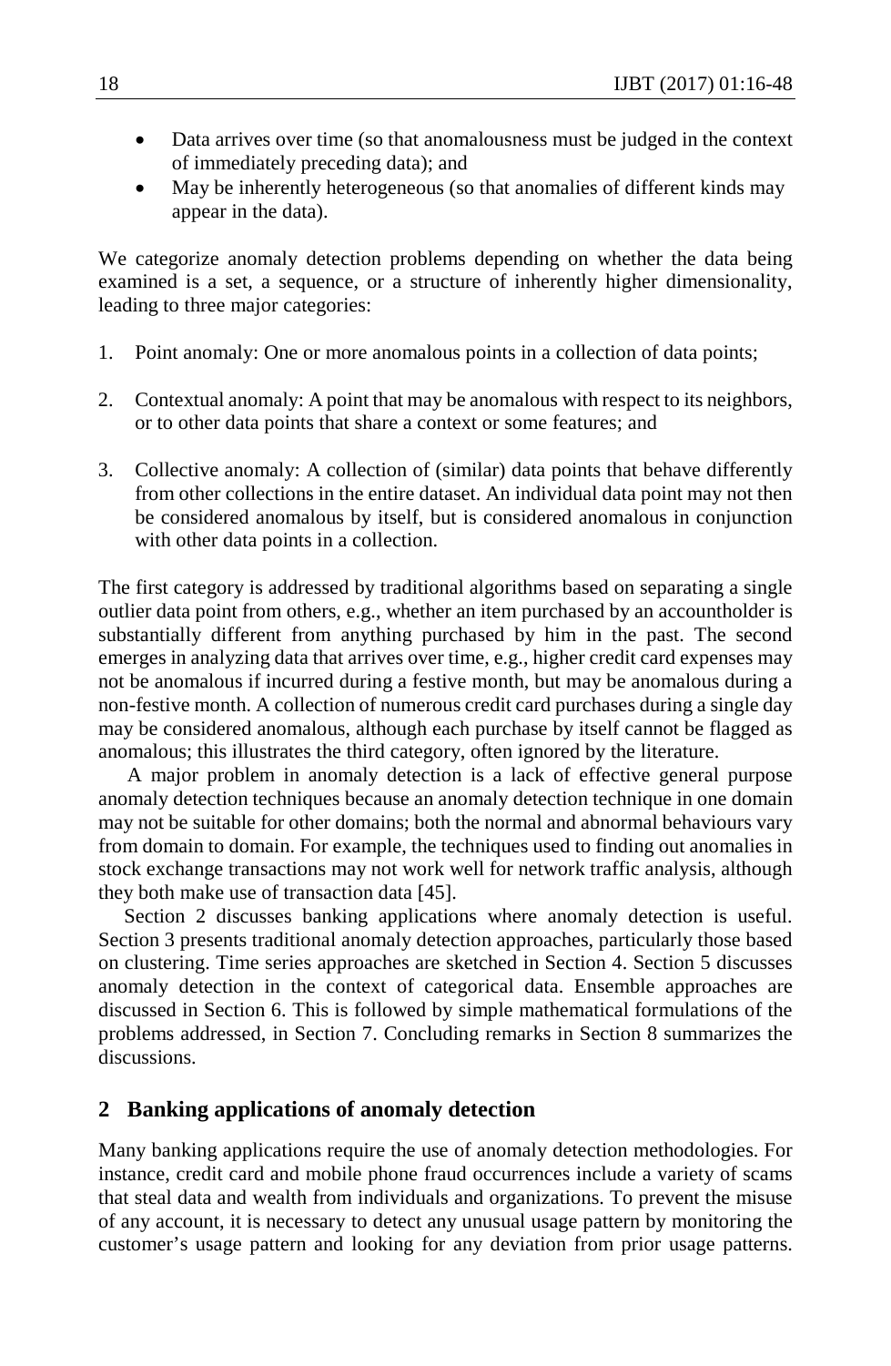- Data arrives over time (so that anomalousness must be judged in the context of immediately preceding data); and
- May be inherently heterogeneous (so that anomalies of different kinds may appear in the data).

We categorize anomaly detection problems depending on whether the data being examined is a set, a sequence, or a structure of inherently higher dimensionality, leading to three major categories:

1. Point anomaly: One or more anomalous points in a collection of data points;

2. Contextual anomaly: A point that may be anomalous with respect to its neighbors, or to other data points that share a context or some features; and

3. Collective anomaly: A collection of (similar) data points that behave differently from other collections in the entire dataset. An individual data point may not then be considered anomalous by itself, but is considered anomalous in conjunction with other data points in a collection.

The first category is addressed by traditional algorithms based on separating a single outlier data point from others, e.g., whether an item purchased by an accountholder is substantially different from anything purchased by him in the past. The second emerges in analyzing data that arrives over time, e.g., higher credit card expenses may not be anomalous if incurred during a festive month, but may be anomalous during a non-festive month. A collection of numerous credit card purchases during a single day may be considered anomalous, although each purchase by itself cannot be flagged as anomalous; this illustrates the third category, often ignored by the literature.

A major problem in anomaly detection is a lack of effective general purpose anomaly detection techniques because an anomaly detection technique in one domain may not be suitable for other domains; both the normal and abnormal behaviours vary from domain to domain. For example, the techniques used to finding out anomalies in stock exchange transactions may not work well for network traffic analysis, although they both make use of transaction data [45].

Section 2 discusses banking applications where anomaly detection is useful. Section 3 presents traditional anomaly detection approaches, particularly those based on clustering. Time series approaches are sketched in Section 4. Section 5 discusses anomaly detection in the context of categorical data. Ensemble approaches are discussed in Section 6. This is followed by simple mathematical formulations of the problems addressed, in Section 7. Concluding remarks in Section 8 summarizes the discussions.

## 2 Banking applications of anomaly detection

Many banking applications require the use of anomaly detection methodologies. For instance, credit card and mobile phone fraud occurrences include a variety of scams that steal data and wealth from individuals and organizations. To prevent the misuse of any account, it is necessary to detect any unusual usage pattern by monitoring the customer's usage pattern and looking for any deviation from prior usage patterns.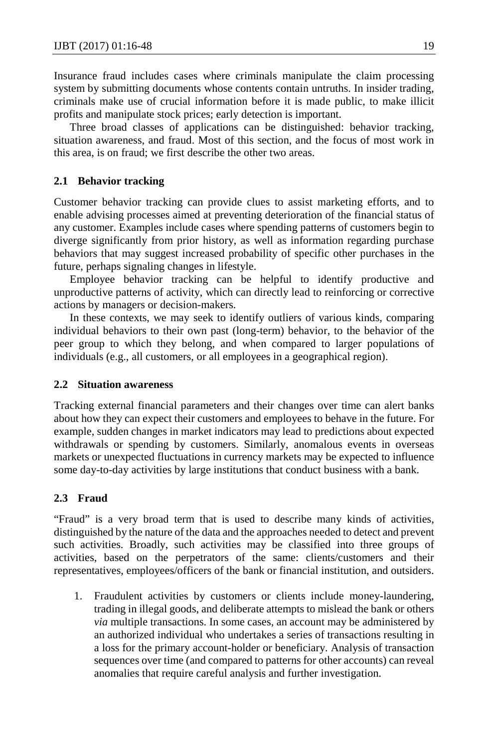Insurance fraud includes cases where criminals manipulate the claim processing system by submitting documents whose contents contain untruths. In insider trading, criminals make use of crucial information before it is made public, to make illicit profits and manipulate stock prices; early detection is important.

Three broad classes of applications can be distinguished: behavior tracking, situation awareness, and fraud. Most of this section, and the focus of most work in this area, is on fraud; we first describe the other two areas.

### 2.1 Behavior tracking

Customer behavior tracking can provide clues to assist marketing efforts, and to enable advising processes aimed at preventing deterioration of the financial status of any customer. Examples include cases where spending patterns of customers begin to diverge significantly from prior history, as well as information regarding purchase behaviors that may suggest increased probability of specific other purchases in the future, perhaps signaling changes in lifestyle.

Employee behavior tracking can be helpful to identify productive and unproductive patterns of activity, which can directly lead to reinforcing or corrective actions by managers or decision-makers.

In these contexts, we may seek to identify outliers of various kinds, comparing individual behaviors to their own past (long-term) behavior, to the behavior of the peer group to which they belong, and when compared to larger populations of individuals (e.g., all customers, or all employees in a geographical region).

### 2.2 Situation awareness

Tracking external financial parameters and their changes over time can alert banks about how they can expect their customers and employees to behave in the future. For example, sudden changes in market indicators may lead to predictions about expected withdrawals or spending by customers. Similarly, anomalous events in overseas markets or unexpected fluctuations in currency markets may be expected to influence some day-to-day activities by large institutions that conduct business with a bank.

### 2.3 Fraud

"Fraud" is a very broad term that is used to describe many kinds of activities, distinguished by the nature of the data and the approaches needed to detect and prevent such activities. Broadly, such activities may be classified into three groups of activities, based on the perpetrators of the same: clients/customers and their representatives, employees/officers of the bank or financial institution, and outsiders.

1. Fraudulent activities by customers or clients include money-laundering, trading in illegal goods, and deliberate attempts to mislead the bank or others *via* multiple transactions. In some cases, an account may be administered by an authorized individual who undertakes a series of transactions resulting in a loss for the primary account-holder or beneficiary. Analysis of transaction sequences over time (and compared to patterns for other accounts) can reveal anomalies that require careful analysis and further investigation.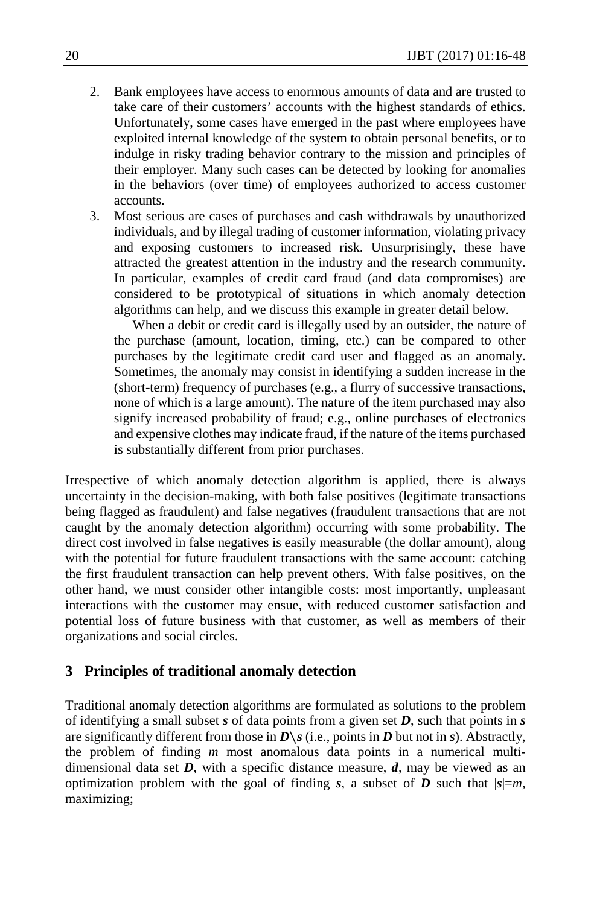2. Bank employees have access to enormous amounts of data and are trusted to take care of their customers' accounts with the highest standards of ethics. Unfortunately, some cases have emerged in the past where employees have exploited internal knowledge of the system to obtain personal benefits, or to indulge in risky trading behavior contrary to the mission and principles of their employer. Many such cases can be detected by looking for anomalies in the behaviors (over time) of employees authorized to access customer accounts.
3. Most serious are cases of purchases and cash withdrawals by unauthorized individuals, and by illegal trading of customer information, violating privacy and exposing customers to increased risk. Unsurprisingly, these have attracted the greatest attention in the industry and the research community. In particular, examples of credit card fraud (and data compromises) are considered to be prototypical of situations in which anomaly detection algorithms can help, and we discuss this example in greater detail below.

   When a debit or credit card is illegally used by an outsider, the nature of the purchase (amount, location, timing, etc.) can be compared to other purchases by the legitimate credit card user and flagged as an anomaly. Sometimes, the anomaly may consist in identifying a sudden increase in the (short-term) frequency of purchases (e.g., a flurry of successive transactions, none of which is a large amount). The nature of the item purchased may also signify increased probability of fraud; e.g., online purchases of electronics and expensive clothes may indicate fraud, if the nature of the items purchased is substantially different from prior purchases.

Irrespective of which anomaly detection algorithm is applied, there is always uncertainty in the decision-making, with both false positives (legitimate transactions being flagged as fraudulent) and false negatives (fraudulent transactions that are not caught by the anomaly detection algorithm) occurring with some probability. The direct cost involved in false negatives is easily measurable (the dollar amount), along with the potential for future fraudulent transactions with the same account: catching the first fraudulent transaction can help prevent others. With false positives, on the other hand, we must consider other intangible costs: most importantly, unpleasant interactions with the customer may ensue, with reduced customer satisfaction and potential loss of future business with that customer, as well as members of their organizations and social circles.

## 3 Principles of traditional anomaly detection

Traditional anomaly detection algorithms are formulated as solutions to the problem of identifying a small subset $\boldsymbol{s}$ of data points from a given set $\boldsymbol{D}$, such that points in $\boldsymbol{s}$ are significantly different from those in $\boldsymbol{D}\setminus\boldsymbol{s}$ (i.e., points in $\boldsymbol{D}$ but not in $\boldsymbol{s}$). Abstractly, the problem of finding $m$ most anomalous data points in a numerical multi-dimensional data set $\boldsymbol{D}$, with a specific distance measure, $\boldsymbol{d}$, may be viewed as an optimization problem with the goal of finding $\boldsymbol{s}$, a subset of $\boldsymbol{D}$ such that $|\boldsymbol{s}|=m$, maximizing;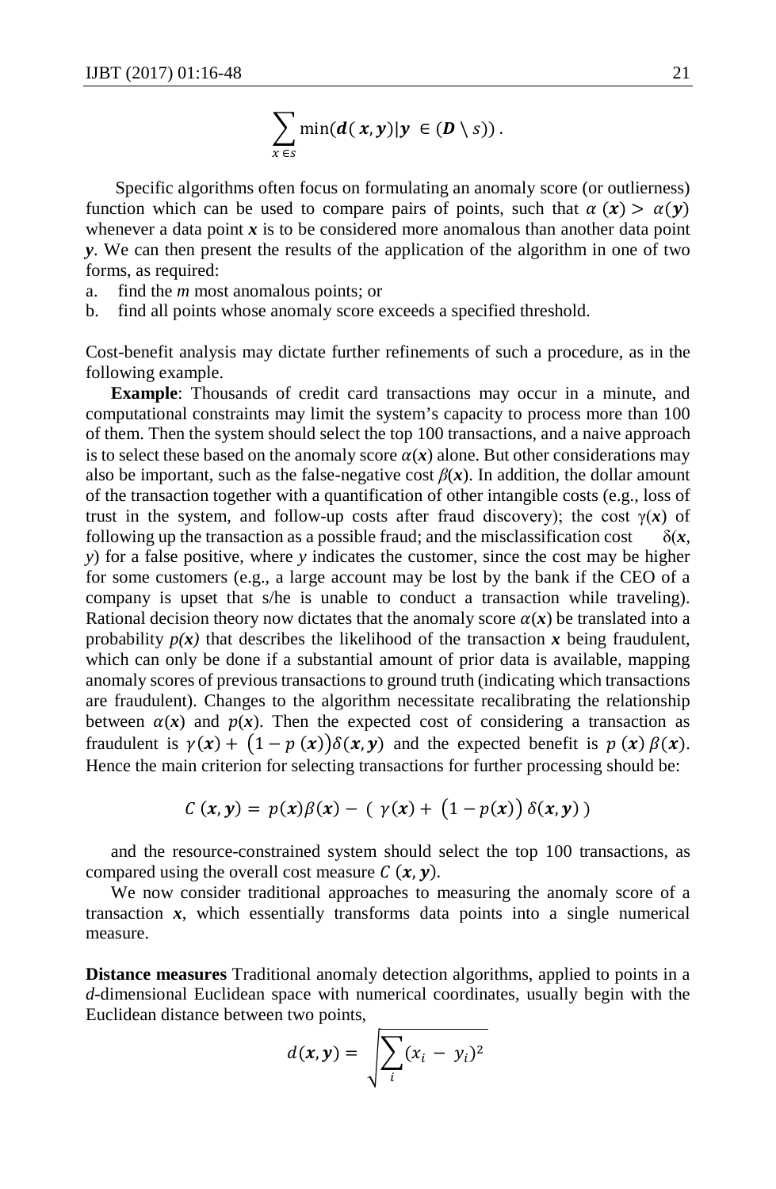$$\sum_{x \in s} \min(\boldsymbol{d}(\boldsymbol{x}, \boldsymbol{y}) | \boldsymbol{y} \in (\boldsymbol{D} \setminus s)) .$$

Specific algorithms often focus on formulating an anomaly score (or outlierness) function which can be used to compare pairs of points, such that $\alpha(\boldsymbol{x}) > \alpha(\boldsymbol{y})$ whenever a data point $\boldsymbol{x}$ is to be considered more anomalous than another data point $\boldsymbol{y}$. We can then present the results of the application of the algorithm in one of two forms, as required:

a. find the *m* most anomalous points; or
b. find all points whose anomaly score exceeds a specified threshold.

Cost-benefit analysis may dictate further refinements of such a procedure, as in the following example.

**Example**: Thousands of credit card transactions may occur in a minute, and computational constraints may limit the system's capacity to process more than 100 of them. Then the system should select the top 100 transactions, and a naive approach is to select these based on the anomaly score $\alpha(\boldsymbol{x})$ alone. But other considerations may also be important, such as the false-negative cost $\beta(\boldsymbol{x})$. In addition, the dollar amount of the transaction together with a quantification of other intangible costs (e.g., loss of trust in the system, and follow-up costs after fraud discovery); the cost $\gamma(\boldsymbol{x})$ of following up the transaction as a possible fraud; and the misclassification cost $\delta(\boldsymbol{x}, y)$ for a false positive, where $y$ indicates the customer, since the cost may be higher for some customers (e.g., a large account may be lost by the bank if the CEO of a company is upset that s/he is unable to conduct a transaction while traveling). Rational decision theory now dictates that the anomaly score $\alpha(\boldsymbol{x})$ be translated into a probability $p(\boldsymbol{x})$ that describes the likelihood of the transaction $\boldsymbol{x}$ being fraudulent, which can only be done if a substantial amount of prior data is available, mapping anomaly scores of previous transactions to ground truth (indicating which transactions are fraudulent). Changes to the algorithm necessitate recalibrating the relationship between $\alpha(\boldsymbol{x})$ and $p(\boldsymbol{x})$. Then the expected cost of considering a transaction as fraudulent is $\gamma(\boldsymbol{x}) + (1 - p(\boldsymbol{x}))\delta(\boldsymbol{x}, \boldsymbol{y})$ and the expected benefit is $p(\boldsymbol{x})\,\beta(\boldsymbol{x})$. Hence the main criterion for selecting transactions for further processing should be:

$$C(\boldsymbol{x}, \boldsymbol{y}) = p(\boldsymbol{x})\beta(\boldsymbol{x}) - (\gamma(\boldsymbol{x}) + (1 - p(\boldsymbol{x}))\,\delta(\boldsymbol{x}, \boldsymbol{y}))$$

and the resource-constrained system should select the top 100 transactions, as compared using the overall cost measure $C(\boldsymbol{x}, \boldsymbol{y})$.

We now consider traditional approaches to measuring the anomaly score of a transaction $\boldsymbol{x}$, which essentially transforms data points into a single numerical measure.

**Distance measures** Traditional anomaly detection algorithms, applied to points in a $d$-dimensional Euclidean space with numerical coordinates, usually begin with the Euclidean distance between two points,

$$d(\boldsymbol{x}, \boldsymbol{y}) = \sqrt{\sum_i (x_i - y_i)^2}$$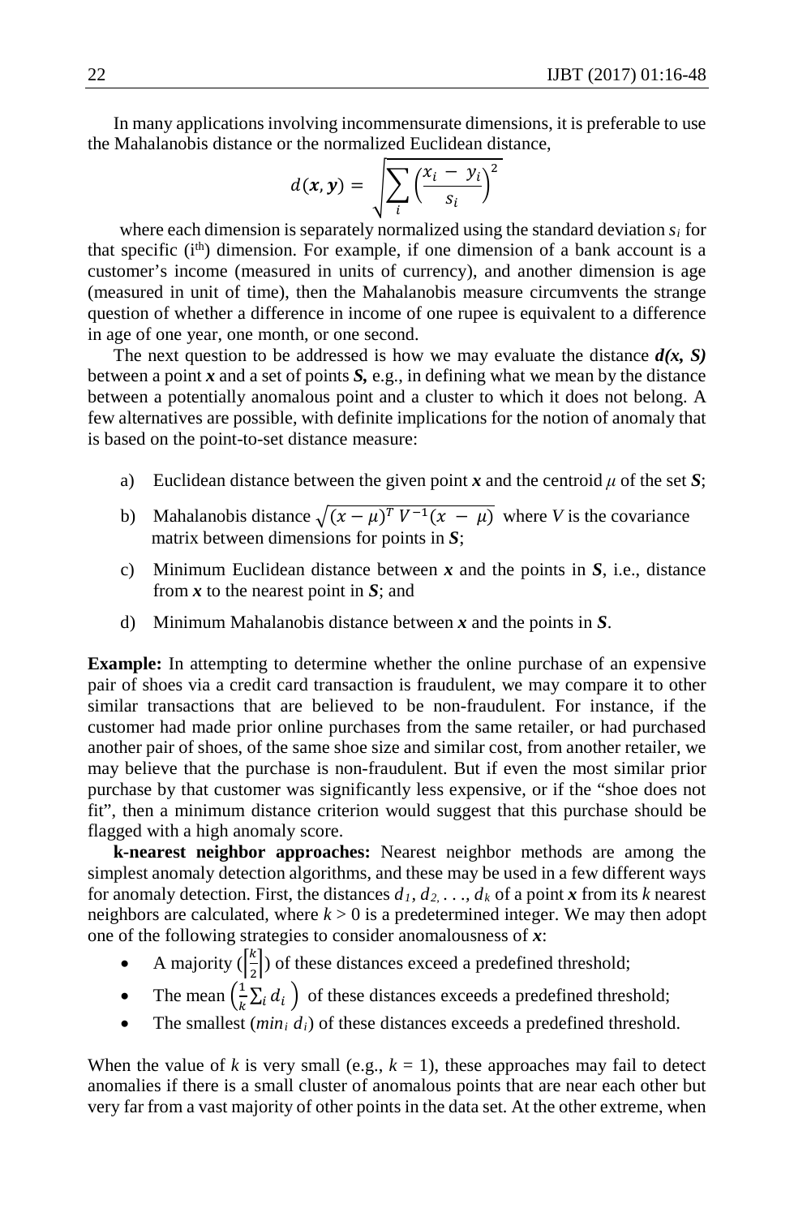In many applications involving incommensurate dimensions, it is preferable to use the Mahalanobis distance or the normalized Euclidean distance,

$$d(\boldsymbol{x}, \boldsymbol{y}) = \sqrt{\sum_i \left(\frac{x_i - y_i}{s_i}\right)^2}$$

where each dimension is separately normalized using the standard deviation $s_i$ for that specific (i[th]) dimension. For example, if one dimension of a bank account is a customer's income (measured in units of currency), and another dimension is age (measured in unit of time), then the Mahalanobis measure circumvents the strange question of whether a difference in income of one rupee is equivalent to a difference in age of one year, one month, or one second.

The next question to be addressed is how we may evaluate the distance ***d(x, S)*** between a point ***x*** and a set of points ***S***, e.g., in defining what we mean by the distance between a potentially anomalous point and a cluster to which it does not belong. A few alternatives are possible, with definite implications for the notion of anomaly that is based on the point-to-set distance measure:

a) Euclidean distance between the given point ***x*** and the centroid $\mu$ of the set ***S***;

b) Mahalanobis distance $\sqrt{(x - \mu)^T V^{-1}(x - \mu)}$ where *V* is the covariance matrix between dimensions for points in ***S***;

c) Minimum Euclidean distance between ***x*** and the points in ***S***, i.e., distance from ***x*** to the nearest point in ***S***; and

d) Minimum Mahalanobis distance between ***x*** and the points in ***S***.

**Example:** In attempting to determine whether the online purchase of an expensive pair of shoes via a credit card transaction is fraudulent, we may compare it to other similar transactions that are believed to be non-fraudulent. For instance, if the customer had made prior online purchases from the same retailer, or had purchased another pair of shoes, of the same shoe size and similar cost, from another retailer, we may believe that the purchase is non-fraudulent. But if even the most similar prior purchase by that customer was significantly less expensive, or if the "shoe does not fit", then a minimum distance criterion would suggest that this purchase should be flagged with a high anomaly score.

**k-nearest neighbor approaches:** Nearest neighbor methods are among the simplest anomaly detection algorithms, and these may be used in a few different ways for anomaly detection. First, the distances $d_1, d_2, \ldots, d_k$ of a point ***x*** from its *k* nearest neighbors are calculated, where $k > 0$ is a predetermined integer. We may then adopt one of the following strategies to consider anomalousness of ***x***:

- A majority $\left(\left\lceil \frac{k}{2} \right\rceil\right)$ of these distances exceed a predefined threshold;
- The mean $\left(\frac{1}{k}\sum_i d_i\right)$ of these distances exceeds a predefined threshold;
- The smallest ($min_i\ d_i$) of these distances exceeds a predefined threshold.

When the value of *k* is very small (e.g., $k = 1$), these approaches may fail to detect anomalies if there is a small cluster of anomalous points that are near each other but very far from a vast majority of other points in the data set. At the other extreme, when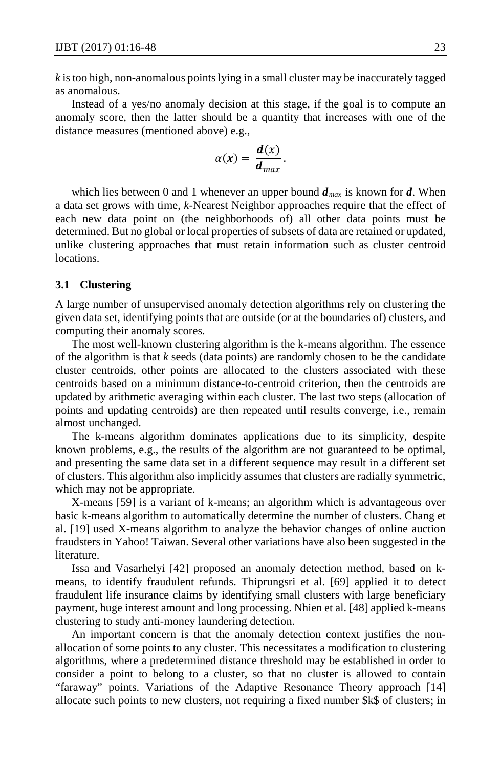*k* is too high, non-anomalous points lying in a small cluster may be inaccurately tagged as anomalous.

Instead of a yes/no anomaly decision at this stage, if the goal is to compute an anomaly score, then the latter should be a quantity that increases with one of the distance measures (mentioned above) e.g.,

$$\alpha(\boldsymbol{x}) = \frac{\boldsymbol{d}(x)}{\boldsymbol{d}_{max}}.$$

which lies between 0 and 1 whenever an upper bound $\boldsymbol{d}_{max}$ is known for $\boldsymbol{d}$. When a data set grows with time, *k*-Nearest Neighbor approaches require that the effect of each new data point on (the neighborhoods of) all other data points must be determined. But no global or local properties of subsets of data are retained or updated, unlike clustering approaches that must retain information such as cluster centroid locations.

### 3.1 Clustering

A large number of unsupervised anomaly detection algorithms rely on clustering the given data set, identifying points that are outside (or at the boundaries of) clusters, and computing their anomaly scores.

The most well-known clustering algorithm is the k-means algorithm. The essence of the algorithm is that *k* seeds (data points) are randomly chosen to be the candidate cluster centroids, other points are allocated to the clusters associated with these centroids based on a minimum distance-to-centroid criterion, then the centroids are updated by arithmetic averaging within each cluster. The last two steps (allocation of points and updating centroids) are then repeated until results converge, i.e., remain almost unchanged.

The k-means algorithm dominates applications due to its simplicity, despite known problems, e.g., the results of the algorithm are not guaranteed to be optimal, and presenting the same data set in a different sequence may result in a different set of clusters. This algorithm also implicitly assumes that clusters are radially symmetric, which may not be appropriate.

X-means [59] is a variant of k-means; an algorithm which is advantageous over basic k-means algorithm to automatically determine the number of clusters. Chang et al. [19] used X-means algorithm to analyze the behavior changes of online auction fraudsters in Yahoo! Taiwan. Several other variations have also been suggested in the literature.

Issa and Vasarhelyi [42] proposed an anomaly detection method, based on k-means, to identify fraudulent refunds. Thiprungsri et al. [69] applied it to detect fraudulent life insurance claims by identifying small clusters with large beneficiary payment, huge interest amount and long processing. Nhien et al. [48] applied k-means clustering to study anti-money laundering detection.

An important concern is that the anomaly detection context justifies the non-allocation of some points to any cluster. This necessitates a modification to clustering algorithms, where a predetermined distance threshold may be established in order to consider a point to belong to a cluster, so that no cluster is allowed to contain "faraway" points. Variations of the Adaptive Resonance Theory approach [14] allocate such points to new clusters, not requiring a fixed number $k$ of clusters; in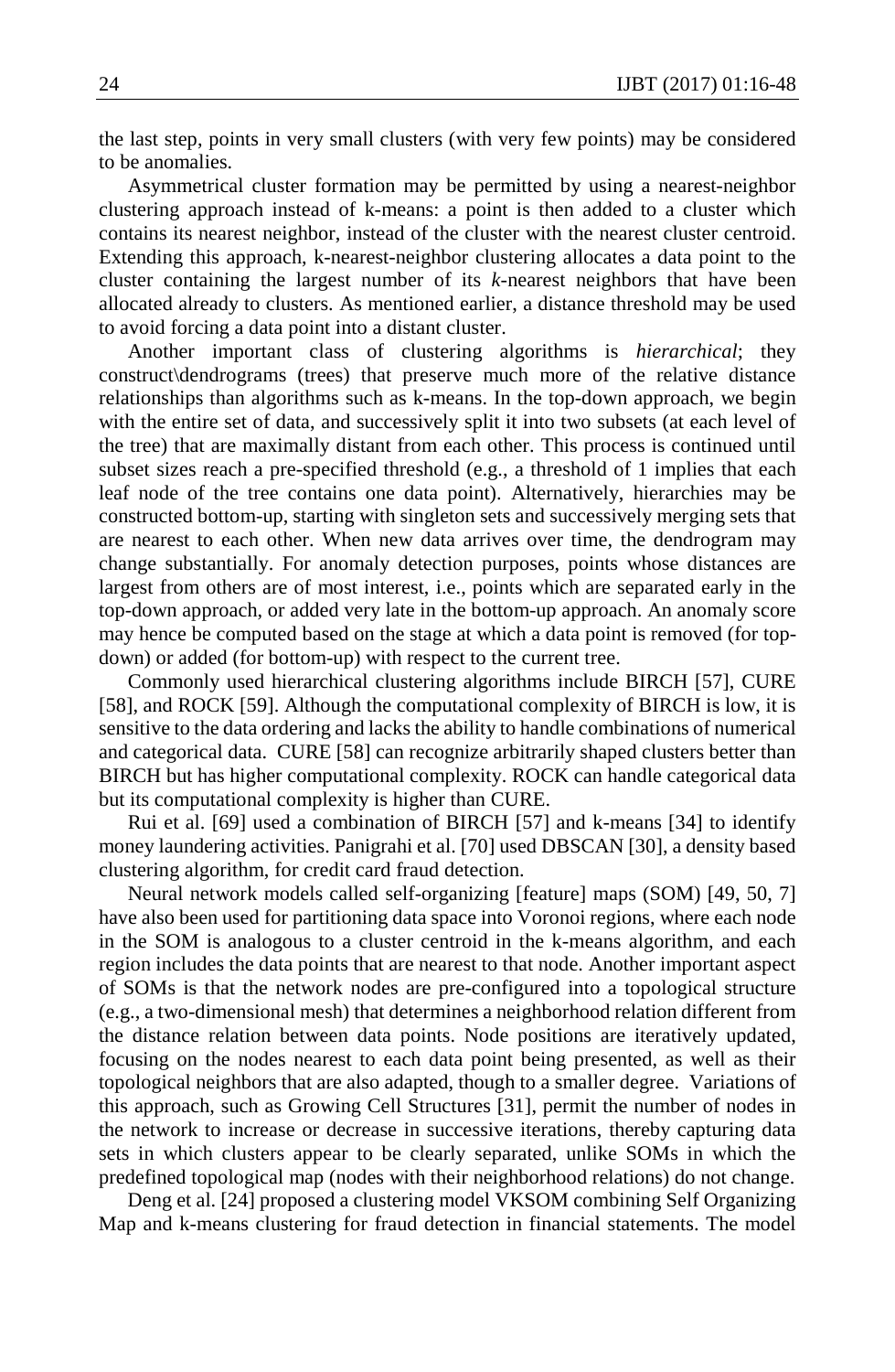the last step, points in very small clusters (with very few points) may be considered to be anomalies.

Asymmetrical cluster formation may be permitted by using a nearest-neighbor clustering approach instead of k-means: a point is then added to a cluster which contains its nearest neighbor, instead of the cluster with the nearest cluster centroid. Extending this approach, k-nearest-neighbor clustering allocates a data point to the cluster containing the largest number of its *k*-nearest neighbors that have been allocated already to clusters. As mentioned earlier, a distance threshold may be used to avoid forcing a data point into a distant cluster.

Another important class of clustering algorithms is *hierarchical*; they construct\dendrograms (trees) that preserve much more of the relative distance relationships than algorithms such as k-means. In the top-down approach, we begin with the entire set of data, and successively split it into two subsets (at each level of the tree) that are maximally distant from each other. This process is continued until subset sizes reach a pre-specified threshold (e.g., a threshold of 1 implies that each leaf node of the tree contains one data point). Alternatively, hierarchies may be constructed bottom-up, starting with singleton sets and successively merging sets that are nearest to each other. When new data arrives over time, the dendrogram may change substantially. For anomaly detection purposes, points whose distances are largest from others are of most interest, i.e., points which are separated early in the top-down approach, or added very late in the bottom-up approach. An anomaly score may hence be computed based on the stage at which a data point is removed (for top-down) or added (for bottom-up) with respect to the current tree.

Commonly used hierarchical clustering algorithms include BIRCH [57], CURE [58], and ROCK [59]. Although the computational complexity of BIRCH is low, it is sensitive to the data ordering and lacks the ability to handle combinations of numerical and categorical data. CURE [58] can recognize arbitrarily shaped clusters better than BIRCH but has higher computational complexity. ROCK can handle categorical data but its computational complexity is higher than CURE.

Rui et al. [69] used a combination of BIRCH [57] and k-means [34] to identify money laundering activities. Panigrahi et al. [70] used DBSCAN [30], a density based clustering algorithm, for credit card fraud detection.

Neural network models called self-organizing [feature] maps (SOM) [49, 50, 7] have also been used for partitioning data space into Voronoi regions, where each node in the SOM is analogous to a cluster centroid in the k-means algorithm, and each region includes the data points that are nearest to that node. Another important aspect of SOMs is that the network nodes are pre-configured into a topological structure (e.g., a two-dimensional mesh) that determines a neighborhood relation different from the distance relation between data points. Node positions are iteratively updated, focusing on the nodes nearest to each data point being presented, as well as their topological neighbors that are also adapted, though to a smaller degree. Variations of this approach, such as Growing Cell Structures [31], permit the number of nodes in the network to increase or decrease in successive iterations, thereby capturing data sets in which clusters appear to be clearly separated, unlike SOMs in which the predefined topological map (nodes with their neighborhood relations) do not change.

Deng et al. [24] proposed a clustering model VKSOM combining Self Organizing Map and k-means clustering for fraud detection in financial statements. The model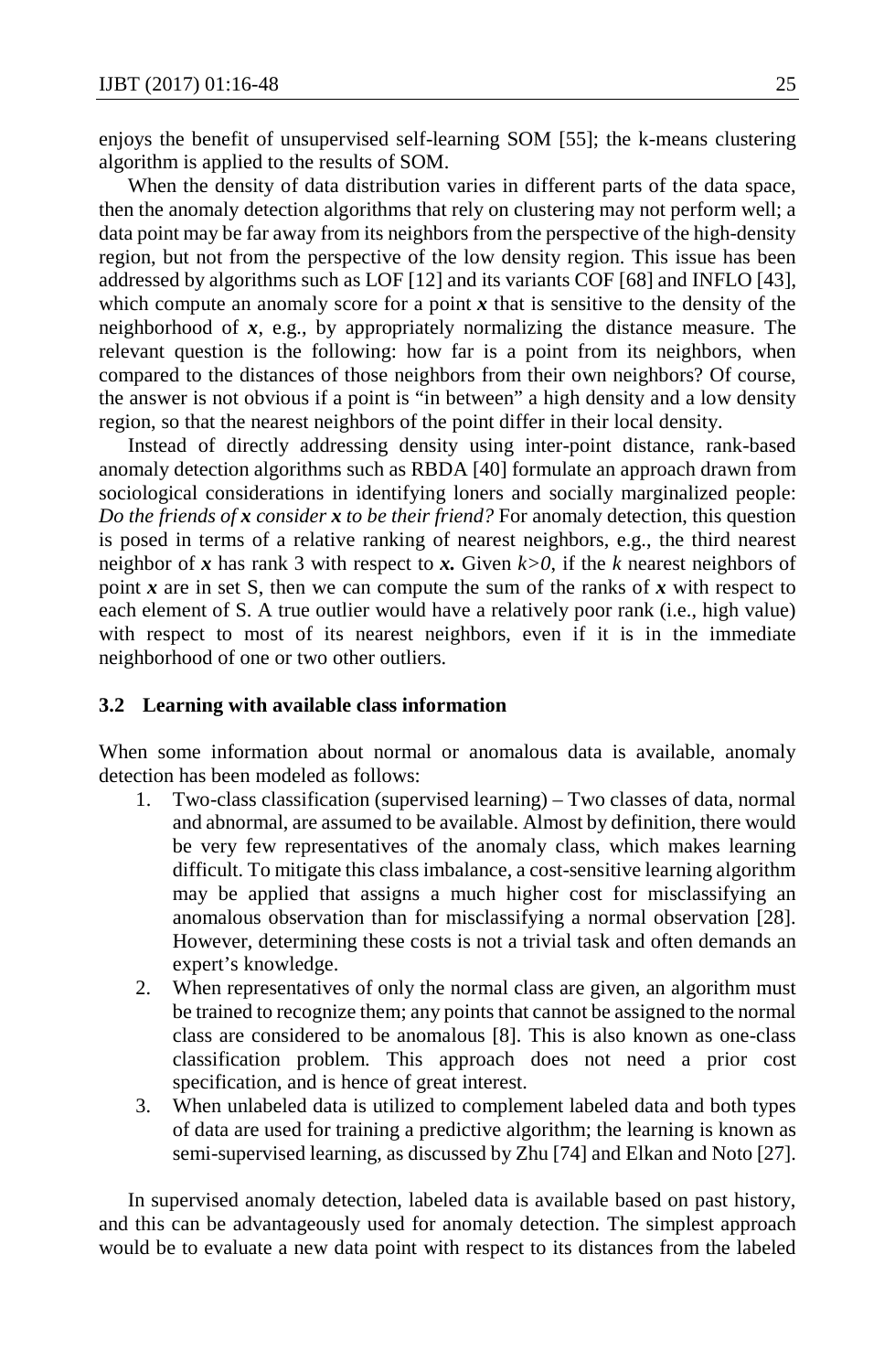enjoys the benefit of unsupervised self-learning SOM [55]; the k-means clustering algorithm is applied to the results of SOM.

When the density of data distribution varies in different parts of the data space, then the anomaly detection algorithms that rely on clustering may not perform well; a data point may be far away from its neighbors from the perspective of the high-density region, but not from the perspective of the low density region. This issue has been addressed by algorithms such as LOF [12] and its variants COF [68] and INFLO [43], which compute an anomaly score for a point $\boldsymbol{x}$ that is sensitive to the density of the neighborhood of $\boldsymbol{x}$, e.g., by appropriately normalizing the distance measure. The relevant question is the following: how far is a point from its neighbors, when compared to the distances of those neighbors from their own neighbors? Of course, the answer is not obvious if a point is "in between" a high density and a low density region, so that the nearest neighbors of the point differ in their local density.

Instead of directly addressing density using inter-point distance, rank-based anomaly detection algorithms such as RBDA [40] formulate an approach drawn from sociological considerations in identifying loners and socially marginalized people: *Do the friends of **x** consider **x** to be their friend?* For anomaly detection, this question is posed in terms of a relative ranking of nearest neighbors, e.g., the third nearest neighbor of $\boldsymbol{x}$ has rank 3 with respect to $\boldsymbol{x}$**.** Given $k>0$, if the $k$ nearest neighbors of point $\boldsymbol{x}$ are in set S, then we can compute the sum of the ranks of $\boldsymbol{x}$ with respect to each element of S. A true outlier would have a relatively poor rank (i.e., high value) with respect to most of its nearest neighbors, even if it is in the immediate neighborhood of one or two other outliers.

### 3.2 Learning with available class information

When some information about normal or anomalous data is available, anomaly detection has been modeled as follows:

1. Two-class classification (supervised learning) – Two classes of data, normal and abnormal, are assumed to be available. Almost by definition, there would be very few representatives of the anomaly class, which makes learning difficult. To mitigate this class imbalance, a cost-sensitive learning algorithm may be applied that assigns a much higher cost for misclassifying an anomalous observation than for misclassifying a normal observation [28]. However, determining these costs is not a trivial task and often demands an expert's knowledge.
2. When representatives of only the normal class are given, an algorithm must be trained to recognize them; any points that cannot be assigned to the normal class are considered to be anomalous [8]. This is also known as one-class classification problem. This approach does not need a prior cost specification, and is hence of great interest.
3. When unlabeled data is utilized to complement labeled data and both types of data are used for training a predictive algorithm; the learning is known as semi-supervised learning, as discussed by Zhu [74] and Elkan and Noto [27].

In supervised anomaly detection, labeled data is available based on past history, and this can be advantageously used for anomaly detection. The simplest approach would be to evaluate a new data point with respect to its distances from the labeled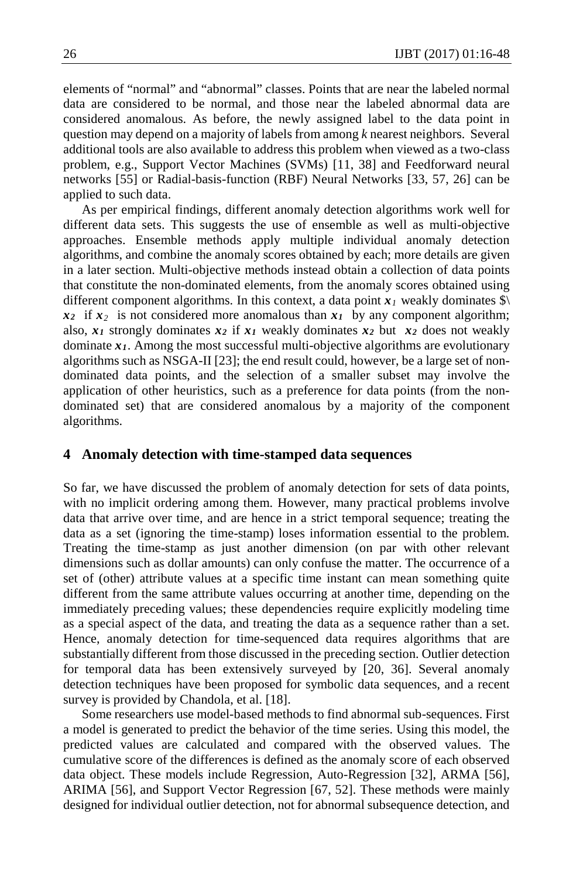elements of "normal" and "abnormal" classes. Points that are near the labeled normal data are considered to be normal, and those near the labeled abnormal data are considered anomalous. As before, the newly assigned label to the data point in question may depend on a majority of labels from among *k* nearest neighbors. Several additional tools are also available to address this problem when viewed as a two-class problem, e.g., Support Vector Machines (SVMs) [11, 38] and Feedforward neural networks [55] or Radial-basis-function (RBF) Neural Networks [33, 57, 26] can be applied to such data.

As per empirical findings, different anomaly detection algorithms work well for different data sets. This suggests the use of ensemble as well as multi-objective approaches. Ensemble methods apply multiple individual anomaly detection algorithms, and combine the anomaly scores obtained by each; more details are given in a later section. Multi-objective methods instead obtain a collection of data points that constitute the non-dominated elements, from the anomaly scores obtained using different component algorithms. In this context, a data point $x_1$ weakly dominates $\ $x_2$ if $x_2$ is not considered more anomalous than $x_1$ by any component algorithm; also, $x_1$ strongly dominates $x_2$ if $x_1$ weakly dominates $x_2$ but $x_2$ does not weakly dominate $x_1$. Among the most successful multi-objective algorithms are evolutionary algorithms such as NSGA-II [23]; the end result could, however, be a large set of non-dominated data points, and the selection of a smaller subset may involve the application of other heuristics, such as a preference for data points (from the non-dominated set) that are considered anomalous by a majority of the component algorithms.

## 4 Anomaly detection with time-stamped data sequences

So far, we have discussed the problem of anomaly detection for sets of data points, with no implicit ordering among them. However, many practical problems involve data that arrive over time, and are hence in a strict temporal sequence; treating the data as a set (ignoring the time-stamp) loses information essential to the problem. Treating the time-stamp as just another dimension (on par with other relevant dimensions such as dollar amounts) can only confuse the matter. The occurrence of a set of (other) attribute values at a specific time instant can mean something quite different from the same attribute values occurring at another time, depending on the immediately preceding values; these dependencies require explicitly modeling time as a special aspect of the data, and treating the data as a sequence rather than a set. Hence, anomaly detection for time-sequenced data requires algorithms that are substantially different from those discussed in the preceding section. Outlier detection for temporal data has been extensively surveyed by [20, 36]. Several anomaly detection techniques have been proposed for symbolic data sequences, and a recent survey is provided by Chandola, et al. [18].

Some researchers use model-based methods to find abnormal sub-sequences. First a model is generated to predict the behavior of the time series. Using this model, the predicted values are calculated and compared with the observed values. The cumulative score of the differences is defined as the anomaly score of each observed data object. These models include Regression, Auto-Regression [32], ARMA [56], ARIMA [56], and Support Vector Regression [67, 52]. These methods were mainly designed for individual outlier detection, not for abnormal subsequence detection, and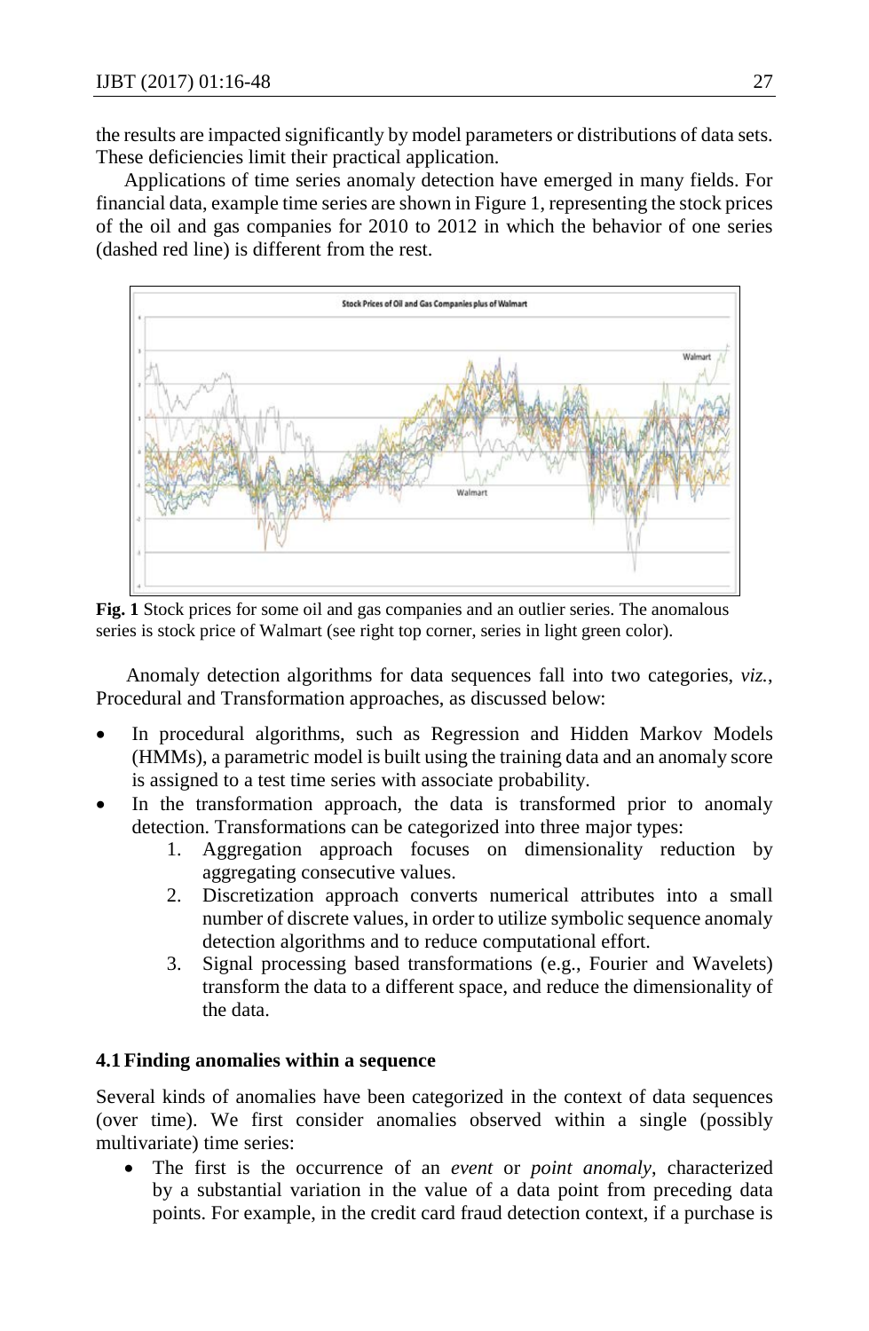the results are impacted significantly by model parameters or distributions of data sets. These deficiencies limit their practical application.

Applications of time series anomaly detection have emerged in many fields. For financial data, example time series are shown in Figure 1, representing the stock prices of the oil and gas companies for 2010 to 2012 in which the behavior of one series (dashed red line) is different from the rest.

**Fig. 1** Stock prices for some oil and gas companies and an outlier series. The anomalous series is stock price of Walmart (see right top corner, series in light green color).

Anomaly detection algorithms for data sequences fall into two categories, *viz.*, Procedural and Transformation approaches, as discussed below:

- In procedural algorithms, such as Regression and Hidden Markov Models (HMMs), a parametric model is built using the training data and an anomaly score is assigned to a test time series with associate probability.
- In the transformation approach, the data is transformed prior to anomaly detection. Transformations can be categorized into three major types:
    1. Aggregation approach focuses on dimensionality reduction by aggregating consecutive values.
    2. Discretization approach converts numerical attributes into a small number of discrete values, in order to utilize symbolic sequence anomaly detection algorithms and to reduce computational effort.
    3. Signal processing based transformations (e.g., Fourier and Wavelets) transform the data to a different space, and reduce the dimensionality of the data.

### 4.1 Finding anomalies within a sequence

Several kinds of anomalies have been categorized in the context of data sequences (over time). We first consider anomalies observed within a single (possibly multivariate) time series:

- The first is the occurrence of an *event* or *point anomaly*, characterized by a substantial variation in the value of a data point from preceding data points. For example, in the credit card fraud detection context, if a purchase is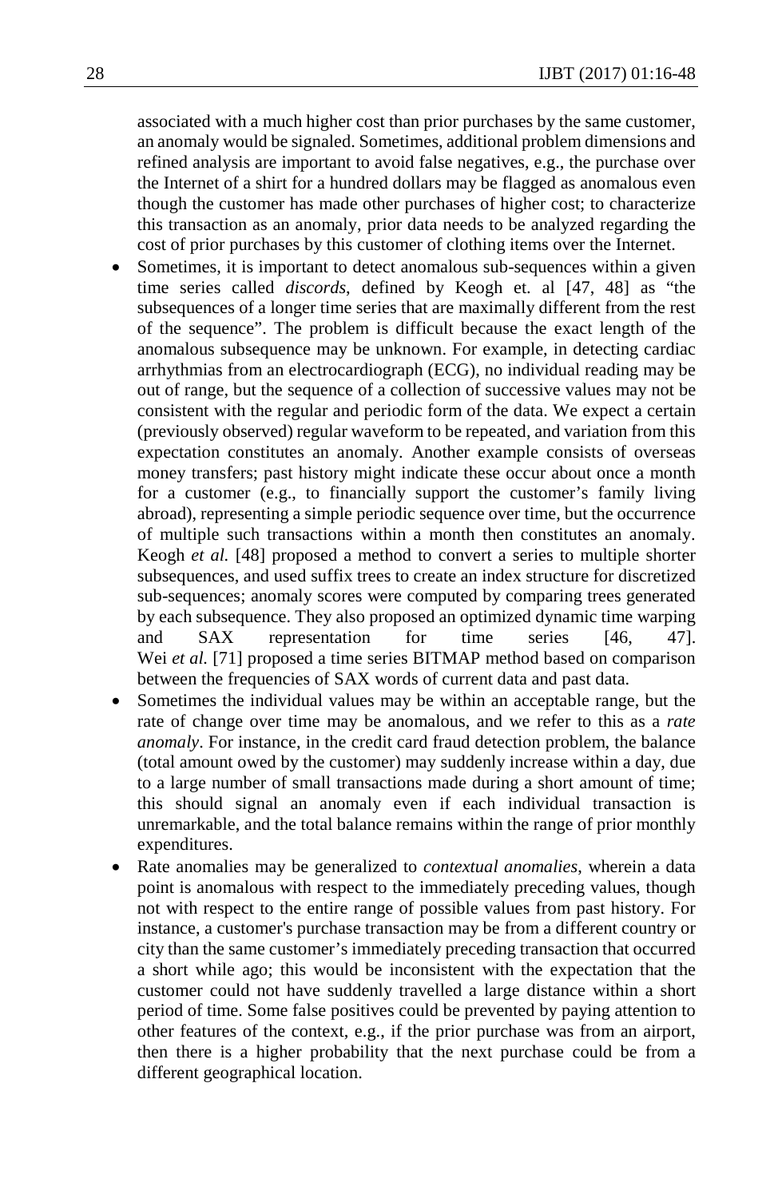associated with a much higher cost than prior purchases by the same customer, an anomaly would be signaled. Sometimes, additional problem dimensions and refined analysis are important to avoid false negatives, e.g., the purchase over the Internet of a shirt for a hundred dollars may be flagged as anomalous even though the customer has made other purchases of higher cost; to characterize this transaction as an anomaly, prior data needs to be analyzed regarding the cost of prior purchases by this customer of clothing items over the Internet.

- Sometimes, it is important to detect anomalous sub-sequences within a given time series called *discords*, defined by Keogh et. al [47, 48] as "the subsequences of a longer time series that are maximally different from the rest of the sequence". The problem is difficult because the exact length of the anomalous subsequence may be unknown. For example, in detecting cardiac arrhythmias from an electrocardiograph (ECG), no individual reading may be out of range, but the sequence of a collection of successive values may not be consistent with the regular and periodic form of the data. We expect a certain (previously observed) regular waveform to be repeated, and variation from this expectation constitutes an anomaly. Another example consists of overseas money transfers; past history might indicate these occur about once a month for a customer (e.g., to financially support the customer's family living abroad), representing a simple periodic sequence over time, but the occurrence of multiple such transactions within a month then constitutes an anomaly. Keogh *et al.* [48] proposed a method to convert a series to multiple shorter subsequences, and used suffix trees to create an index structure for discretized sub-sequences; anomaly scores were computed by comparing trees generated by each subsequence. They also proposed an optimized dynamic time warping and SAX representation for time series [46, 47]. Wei *et al.* [71] proposed a time series BITMAP method based on comparison between the frequencies of SAX words of current data and past data.
- Sometimes the individual values may be within an acceptable range, but the rate of change over time may be anomalous, and we refer to this as a *rate anomaly*. For instance, in the credit card fraud detection problem, the balance (total amount owed by the customer) may suddenly increase within a day, due to a large number of small transactions made during a short amount of time; this should signal an anomaly even if each individual transaction is unremarkable, and the total balance remains within the range of prior monthly expenditures.
- Rate anomalies may be generalized to *contextual anomalies*, wherein a data point is anomalous with respect to the immediately preceding values, though not with respect to the entire range of possible values from past history. For instance, a customer's purchase transaction may be from a different country or city than the same customer's immediately preceding transaction that occurred a short while ago; this would be inconsistent with the expectation that the customer could not have suddenly travelled a large distance within a short period of time. Some false positives could be prevented by paying attention to other features of the context, e.g., if the prior purchase was from an airport, then there is a higher probability that the next purchase could be from a different geographical location.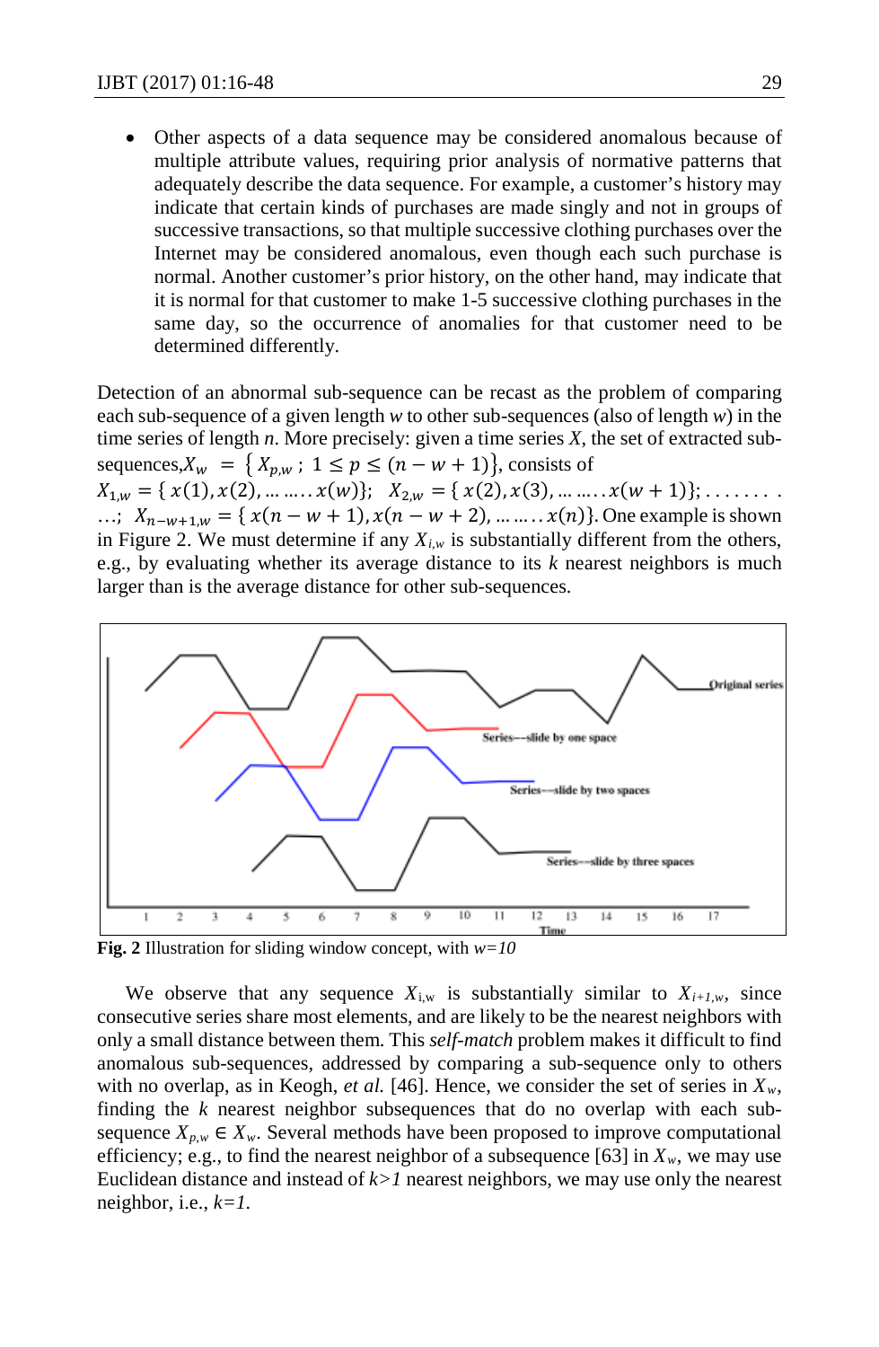- Other aspects of a data sequence may be considered anomalous because of multiple attribute values, requiring prior analysis of normative patterns that adequately describe the data sequence. For example, a customer's history may indicate that certain kinds of purchases are made singly and not in groups of successive transactions, so that multiple successive clothing purchases over the Internet may be considered anomalous, even though each such purchase is normal. Another customer's prior history, on the other hand, may indicate that it is normal for that customer to make 1-5 successive clothing purchases in the same day, so the occurrence of anomalies for that customer need to be determined differently.

Detection of an abnormal sub-sequence can be recast as the problem of comparing each sub-sequence of a given length $w$ to other sub-sequences (also of length $w$) in the time series of length $n$. More precisely: given a time series $X$, the set of extracted sub-sequences, $X_w = \{X_{p,w} ; 1 \le p \le (n - w + 1)\}$, consists of $X_{1,w} = \{x(1), x(2), \dots\dots x(w)\}$; $X_{2,w} = \{x(2), x(3), \dots\dots x(w+1)\}$; ........ ...; $X_{n-w+1,w} = \{x(n-w+1), x(n-w+2), \dots\dots x(n)\}$. One example is shown in Figure 2. We must determine if any $X_{i,w}$ is substantially different from the others, e.g., by evaluating whether its average distance to its $k$ nearest neighbors is much larger than is the average distance for other sub-sequences.

**Fig. 2** Illustration for sliding window concept, with $w=10$

We observe that any sequence $X_{i,w}$ is substantially similar to $X_{i+1,w}$, since consecutive series share most elements, and are likely to be the nearest neighbors with only a small distance between them. This *self-match* problem makes it difficult to find anomalous sub-sequences, addressed by comparing a sub-sequence only to others with no overlap, as in Keogh, *et al.* [46]. Hence, we consider the set of series in $X_w$, finding the $k$ nearest neighbor subsequences that do no overlap with each sub-sequence $X_{p,w} \in X_w$. Several methods have been proposed to improve computational efficiency; e.g., to find the nearest neighbor of a subsequence [63] in $X_w$, we may use Euclidean distance and instead of $k>1$ nearest neighbors, we may use only the nearest neighbor, i.e., $k=1$.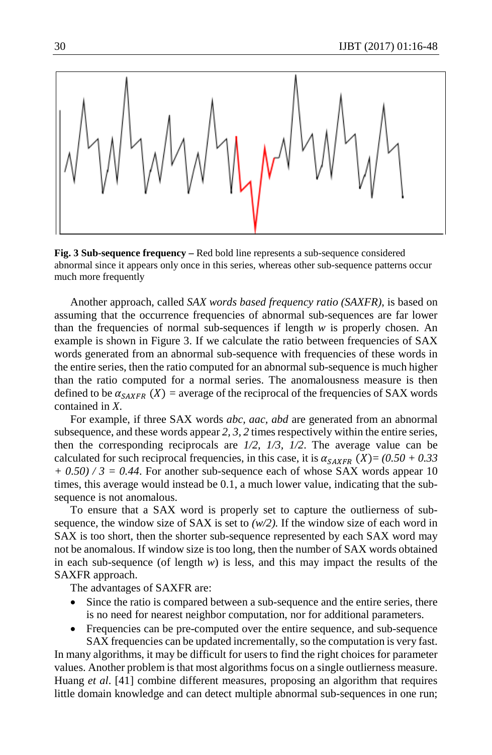**Fig. 3 Sub-sequence frequency –** Red bold line represents a sub-sequence considered abnormal since it appears only once in this series, whereas other sub-sequence patterns occur much more frequently

Another approach, called *SAX words based frequency ratio (SAXFR)*, is based on assuming that the occurrence frequencies of abnormal sub-sequences are far lower than the frequencies of normal sub-sequences if length *w* is properly chosen. An example is shown in Figure 3. If we calculate the ratio between frequencies of SAX words generated from an abnormal sub-sequence with frequencies of these words in the entire series, then the ratio computed for an abnormal sub-sequence is much higher than the ratio computed for a normal series. The anomalousness measure is then defined to be $\alpha_{SAXFR}$ $(X)$ = average of the reciprocal of the frequencies of SAX words contained in *X*.

For example, if three SAX words *abc*, *aac*, *abd* are generated from an abnormal subsequence, and these words appear *2, 3, 2* times respectively within the entire series, then the corresponding reciprocals are *1/2*, *1/3*, *1/2*. The average value can be calculated for such reciprocal frequencies, in this case, it is $\alpha_{SAXFR}$ $(X)$= *(0.50 + 0.33 + 0.50) / 3 = 0.44*. For another sub-sequence each of whose SAX words appear 10 times, this average would instead be 0.1, a much lower value, indicating that the sub-sequence is not anomalous.

To ensure that a SAX word is properly set to capture the outlierness of sub-sequence, the window size of SAX is set to *(w/2).* If the window size of each word in SAX is too short, then the shorter sub-sequence represented by each SAX word may not be anomalous. If window size is too long, then the number of SAX words obtained in each sub-sequence (of length *w*) is less, and this may impact the results of the SAXFR approach.

The advantages of SAXFR are:

- Since the ratio is compared between a sub-sequence and the entire series, there is no need for nearest neighbor computation, nor for additional parameters.
- Frequencies can be pre-computed over the entire sequence, and sub-sequence SAX frequencies can be updated incrementally, so the computation is very fast.

In many algorithms, it may be difficult for users to find the right choices for parameter values. Another problem is that most algorithms focus on a single outlierness measure. Huang *et al*. [41] combine different measures, proposing an algorithm that requires little domain knowledge and can detect multiple abnormal sub-sequences in one run;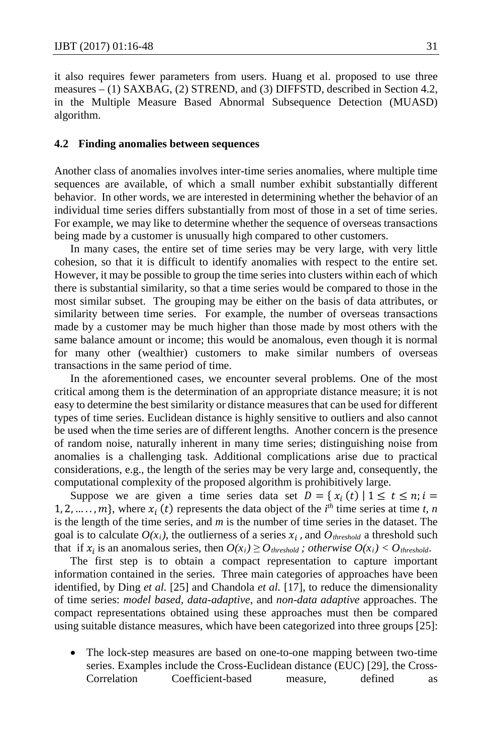it also requires fewer parameters from users. Huang et al. proposed to use three measures – (1) SAXBAG, (2) STREND, and (3) DIFFSTD, described in Section 4.2, in the Multiple Measure Based Abnormal Subsequence Detection (MUASD) algorithm.

### 4.2 Finding anomalies between sequences

Another class of anomalies involves inter-time series anomalies, where multiple time sequences are available, of which a small number exhibit substantially different behavior. In other words, we are interested in determining whether the behavior of an individual time series differs substantially from most of those in a set of time series. For example, we may like to determine whether the sequence of overseas transactions being made by a customer is unusually high compared to other customers.

In many cases, the entire set of time series may be very large, with very little cohesion, so that it is difficult to identify anomalies with respect to the entire set. However, it may be possible to group the time series into clusters within each of which there is substantial similarity, so that a time series would be compared to those in the most similar subset. The grouping may be either on the basis of data attributes, or similarity between time series. For example, the number of overseas transactions made by a customer may be much higher than those made by most others with the same balance amount or income; this would be anomalous, even though it is normal for many other (wealthier) customers to make similar numbers of overseas transactions in the same period of time.

In the aforementioned cases, we encounter several problems. One of the most critical among them is the determination of an appropriate distance measure; it is not easy to determine the best similarity or distance measures that can be used for different types of time series. Euclidean distance is highly sensitive to outliers and also cannot be used when the time series are of different lengths. Another concern is the presence of random noise, naturally inherent in many time series; distinguishing noise from anomalies is a challenging task. Additional complications arise due to practical considerations, e.g., the length of the series may be very large and, consequently, the computational complexity of the proposed algorithm is prohibitively large.

Suppose we are given a time series data set $D = \{ x_i(t) \mid 1 \le t \le n; i = 1, 2, \ldots \ldots, m\}$, where $x_i(t)$ represents the data object of the $i^{th}$ time series at time $t$, $n$ is the length of the time series, and $m$ is the number of time series in the dataset. The goal is to calculate $O(x_i)$, the outlierness of a series $x_i$, and $O_{threshold}$ a threshold such that if $x_i$ is an anomalous series, then $O(x_i) \ge O_{threshold}$; *otherwise* $O(x_i) < O_{threshold}$.

The first step is to obtain a compact representation to capture important information contained in the series. Three main categories of approaches have been identified, by Ding *et al.* [25] and Chandola *et al.* [17], to reduce the dimensionality of time series: *model based*, *data-adaptive*, and *non-data adaptive* approaches. The compact representations obtained using these approaches must then be compared using suitable distance measures, which have been categorized into three groups [25]:

- The lock-step measures are based on one-to-one mapping between two-time series. Examples include the Cross-Euclidean distance (EUC) [29], the Cross-Correlation Coefficient-based measure, defined as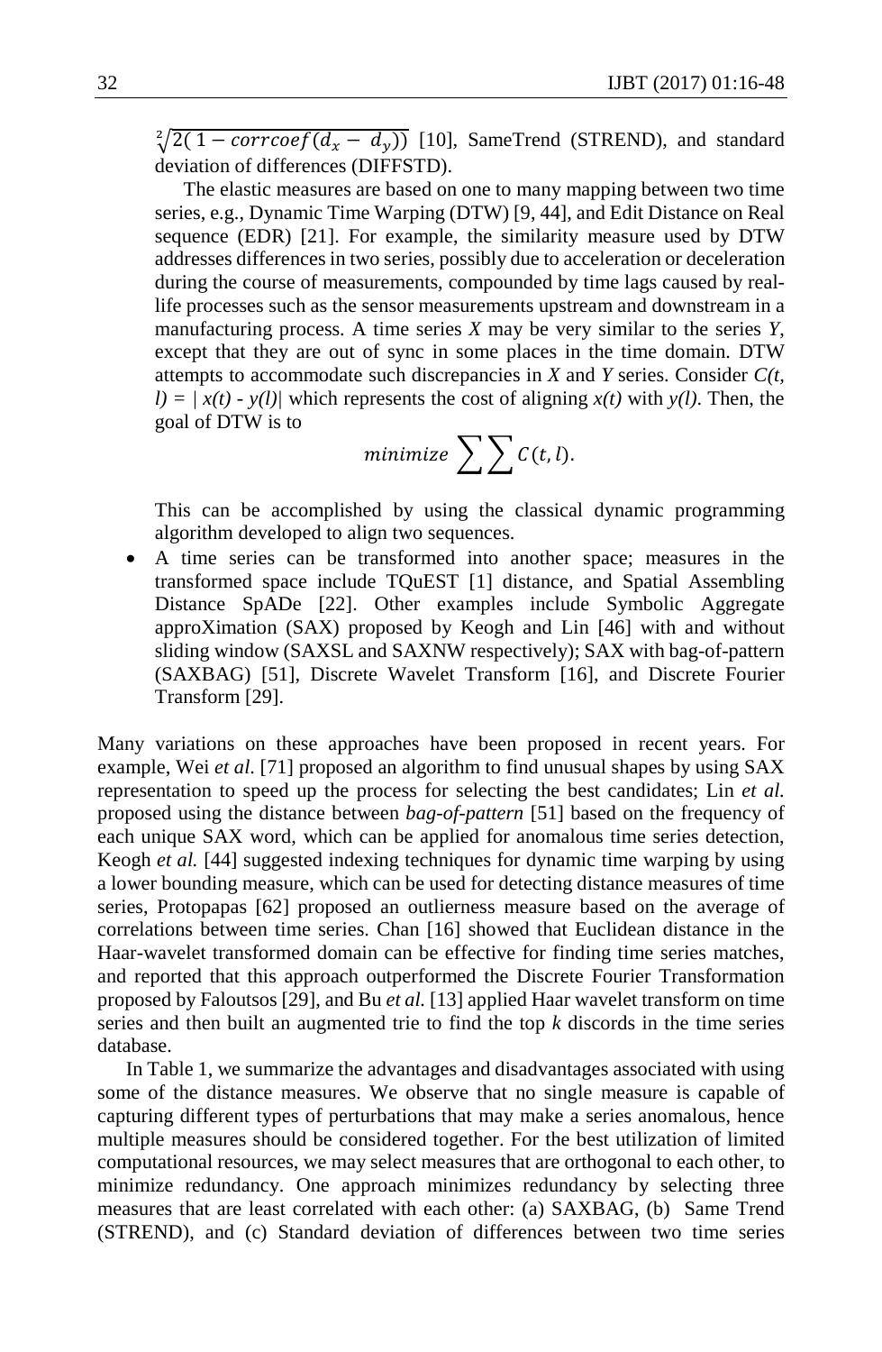$\sqrt[2]{2(1 - corrcoef(d_x - d_y))}$ [10], SameTrend (STREND), and standard deviation of differences (DIFFSTD).

The elastic measures are based on one to many mapping between two time series, e.g., Dynamic Time Warping (DTW) [9, 44], and Edit Distance on Real sequence (EDR) [21]. For example, the similarity measure used by DTW addresses differences in two series, possibly due to acceleration or deceleration during the course of measurements, compounded by time lags caused by real-life processes such as the sensor measurements upstream and downstream in a manufacturing process. A time series $X$ may be very similar to the series $Y$, except that they are out of sync in some places in the time domain. DTW attempts to accommodate such discrepancies in $X$ and $Y$ series. Consider $C(t, l) = | x(t) - y(l)|$ which represents the cost of aligning $x(t)$ with $y(l)$. Then, the goal of DTW is to

$$minimize \sum \sum C(t, l).$$

This can be accomplished by using the classical dynamic programming algorithm developed to align two sequences.

- A time series can be transformed into another space; measures in the transformed space include TQuEST [1] distance, and Spatial Assembling Distance SpADe [22]. Other examples include Symbolic Aggregate approXimation (SAX) proposed by Keogh and Lin [46] with and without sliding window (SAXSL and SAXNW respectively); SAX with bag-of-pattern (SAXBAG) [51], Discrete Wavelet Transform [16], and Discrete Fourier Transform [29].

Many variations on these approaches have been proposed in recent years. For example, Wei *et al.* [71] proposed an algorithm to find unusual shapes by using SAX representation to speed up the process for selecting the best candidates; Lin *et al.* proposed using the distance between *bag-of-pattern* [51] based on the frequency of each unique SAX word, which can be applied for anomalous time series detection, Keogh *et al.* [44] suggested indexing techniques for dynamic time warping by using a lower bounding measure, which can be used for detecting distance measures of time series, Protopapas [62] proposed an outlierness measure based on the average of correlations between time series. Chan [16] showed that Euclidean distance in the Haar-wavelet transformed domain can be effective for finding time series matches, and reported that this approach outperformed the Discrete Fourier Transformation proposed by Faloutsos [29], and Bu *et al.* [13] applied Haar wavelet transform on time series and then built an augmented trie to find the top $k$ discords in the time series database.

In Table 1, we summarize the advantages and disadvantages associated with using some of the distance measures. We observe that no single measure is capable of capturing different types of perturbations that may make a series anomalous, hence multiple measures should be considered together. For the best utilization of limited computational resources, we may select measures that are orthogonal to each other, to minimize redundancy. One approach minimizes redundancy by selecting three measures that are least correlated with each other: (a) SAXBAG, (b) Same Trend (STREND), and (c) Standard deviation of differences between two time series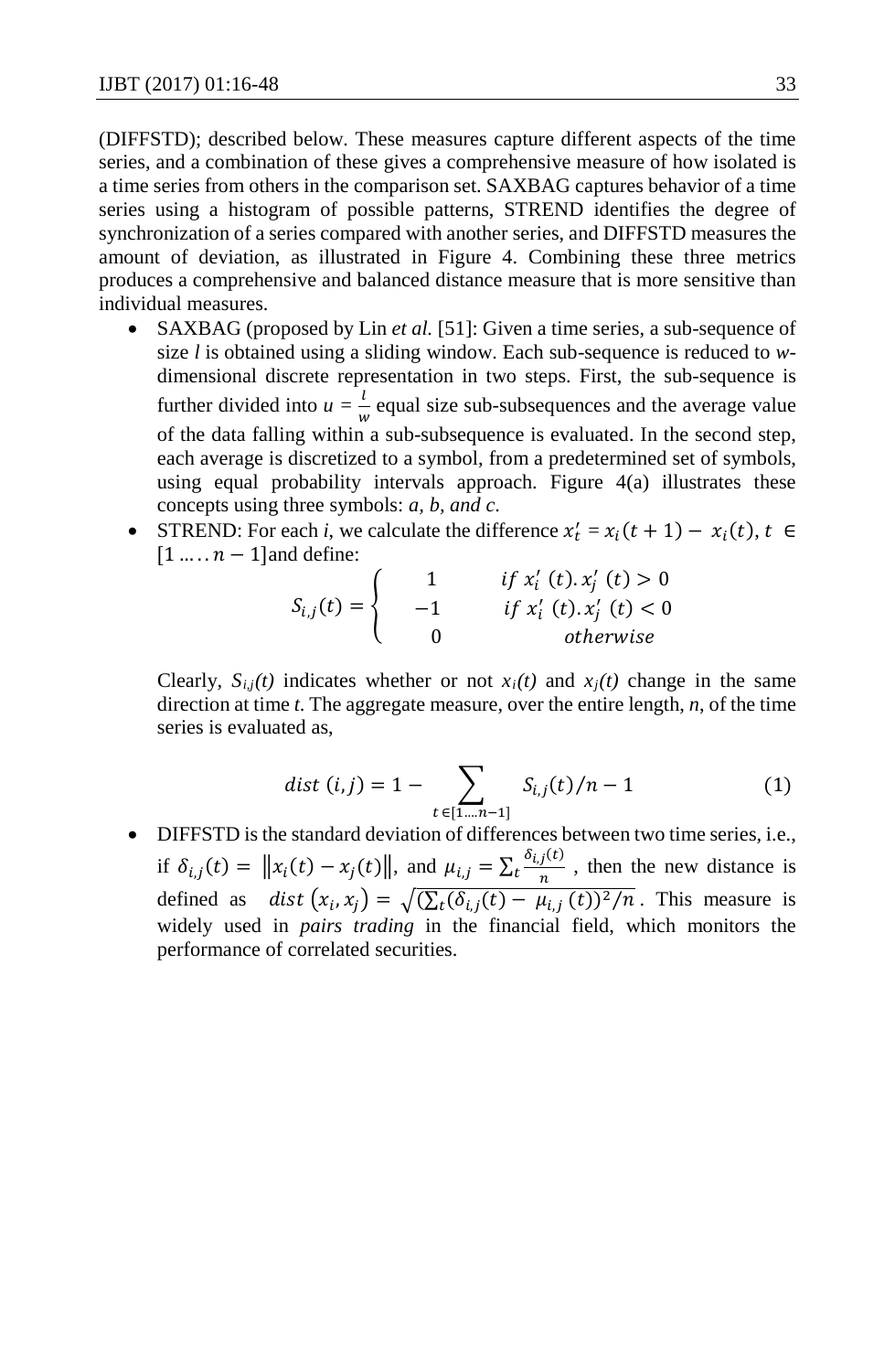(DIFFSTD); described below. These measures capture different aspects of the time series, and a combination of these gives a comprehensive measure of how isolated is a time series from others in the comparison set. SAXBAG captures behavior of a time series using a histogram of possible patterns, STREND identifies the degree of synchronization of a series compared with another series, and DIFFSTD measures the amount of deviation, as illustrated in Figure 4. Combining these three metrics produces a comprehensive and balanced distance measure that is more sensitive than individual measures.

- SAXBAG (proposed by Lin *et al.* [51]: Given a time series, a sub-sequence of size *l* is obtained using a sliding window. Each sub-sequence is reduced to *w*-dimensional discrete representation in two steps. First, the sub-sequence is further divided into $u = \frac{l}{w}$ equal size sub-subsequences and the average value of the data falling within a sub-subsequence is evaluated. In the second step, each average is discretized to a symbol, from a predetermined set of symbols, using equal probability intervals approach. Figure 4(a) illustrates these concepts using three symbols: *a, b, and c*.
- STREND: For each *i*, we calculate the difference $x_t' = x_i(t+1) - x_i(t), t \in [1 \ldots\ldots n-1]$ and define:

$$S_{i,j}(t) = \begin{cases} 1 & if\ x_i'(t).x_j'(t) > 0 \\ -1 & if\ x_i'(t).x_j'(t) < 0 \\ 0 & otherwise \end{cases}$$

  Clearly, $S_{i,j}(t)$ indicates whether or not $x_i(t)$ and $x_j(t)$ change in the same direction at time *t*. The aggregate measure, over the entire length, *n*, of the time series is evaluated as,

$$dist\ (i,j) = 1 - \sum_{t \in [1 \ldots n-1]} S_{i,j}(t)/n - 1 \tag{1}$$

- DIFFSTD is the standard deviation of differences between two time series, i.e., if $\delta_{i,j}(t) = \|x_i(t) - x_j(t)\|$, and $\mu_{i,j} = \sum_t \frac{\delta_{i,j}(t)}{n}$, then the new distance is defined as $dist\ (x_i, x_j) = \sqrt{(\sum_t (\delta_{i,j}(t) - \mu_{i,j}(t))^2 / n}$. This measure is widely used in *pairs trading* in the financial field, which monitors the performance of correlated securities.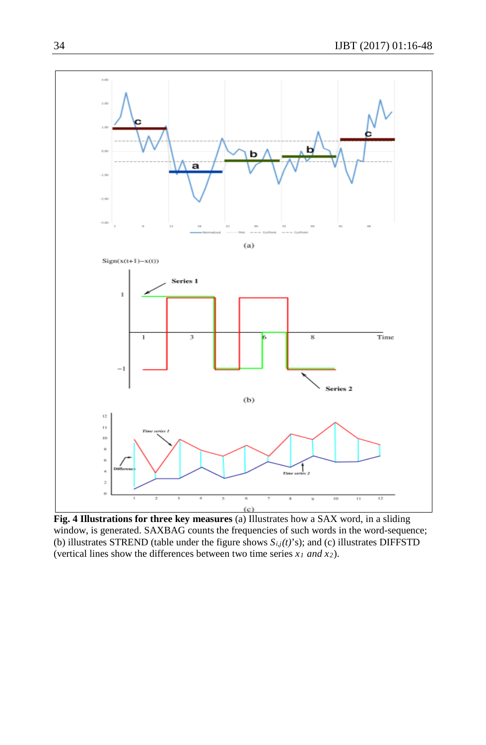**Fig. 4 Illustrations for three key measures** (a) Illustrates how a SAX word, in a sliding window, is generated. SAXBAG counts the frequencies of such words in the word-sequence; (b) illustrates STREND (table under the figure shows $S_{i,j}(t)$'s); and (c) illustrates DIFFSTD (vertical lines show the differences between two time series $x_1$ and $x_2$).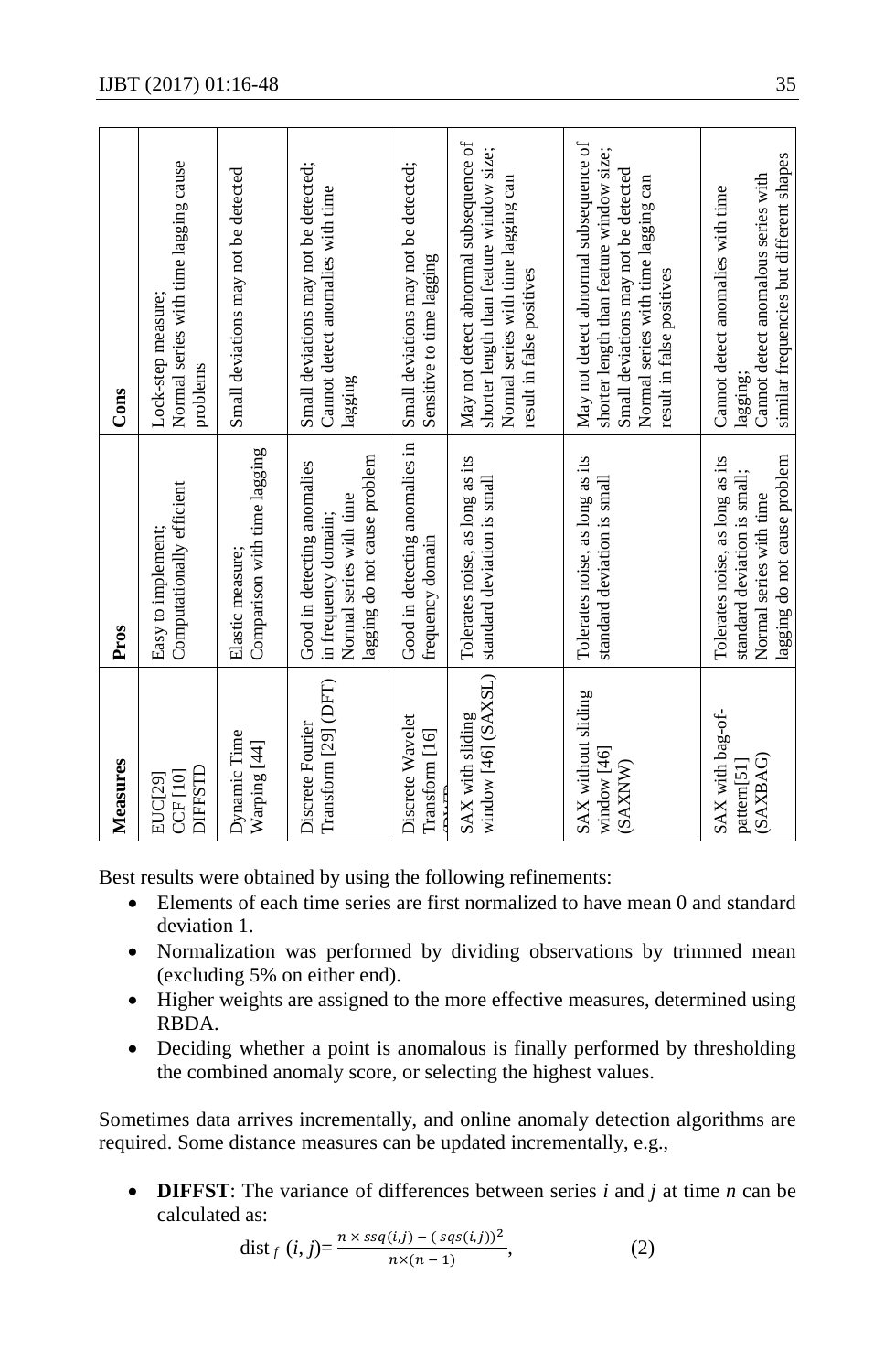| Measures | Pros | Cons |
|---|---|---|
| EUC[29] CCF [10] DIFFSTD | Easy to implement; Computationally efficient | Lock-step measure; Normal series with time lagging cause problems |
| Dynamic Time Warping [44] | Elastic measure; Comparison with time lagging | Small deviations may not be detected |
| Discrete Fourier Transform [29] (DFT) | Good in detecting anomalies in frequency domain; Normal series with time lagging do not cause problem | Small deviations may not be detected; Cannot detect anomalies with time lagging |
| Discrete Wavelet Transform [16] (DWT) | Good in detecting anomalies in frequency domain | Small deviations may not be detected; Sensitive to time lagging |
| SAX with sliding window [46] (SAXSL) | Tolerates noise, as long as its standard deviation is small | May not detect abnormal subsequence of shorter length than feature window size; Normal series with time lagging can result in false positives |
| SAX without sliding window [46] (SAXNW) | Tolerates noise, as long as its standard deviation is small | May not detect abnormal subsequence of shorter length than feature window size; Small deviations may not be detected Normal series with time lagging can result in false positives |
| SAX with bag-of-pattern[51] (SAXBAG) | Tolerates noise, as long as its standard deviation is small; Normal series with time lagging do not cause problem | Cannot detect anomalies with time lagging; Cannot detect anomalous series with similar frequencies but different shapes |

Best results were obtained by using the following refinements:

- Elements of each time series are first normalized to have mean 0 and standard deviation 1.
- Normalization was performed by dividing observations by trimmed mean (excluding 5% on either end).
- Higher weights are assigned to the more effective measures, determined using RBDA.
- Deciding whether a point is anomalous is finally performed by thresholding the combined anomaly score, or selecting the highest values.

Sometimes data arrives incrementally, and online anomaly detection algorithms are required. Some distance measures can be updated incrementally, e.g.,

- **DIFFST**: The variance of differences between series *i* and *j* at time *n* can be calculated as:

$$\text{dist}_f\ (i, j) = \frac{n \times ssq(i,j) - (sqs(i,j))^2}{n \times (n-1)}, \qquad (2)$$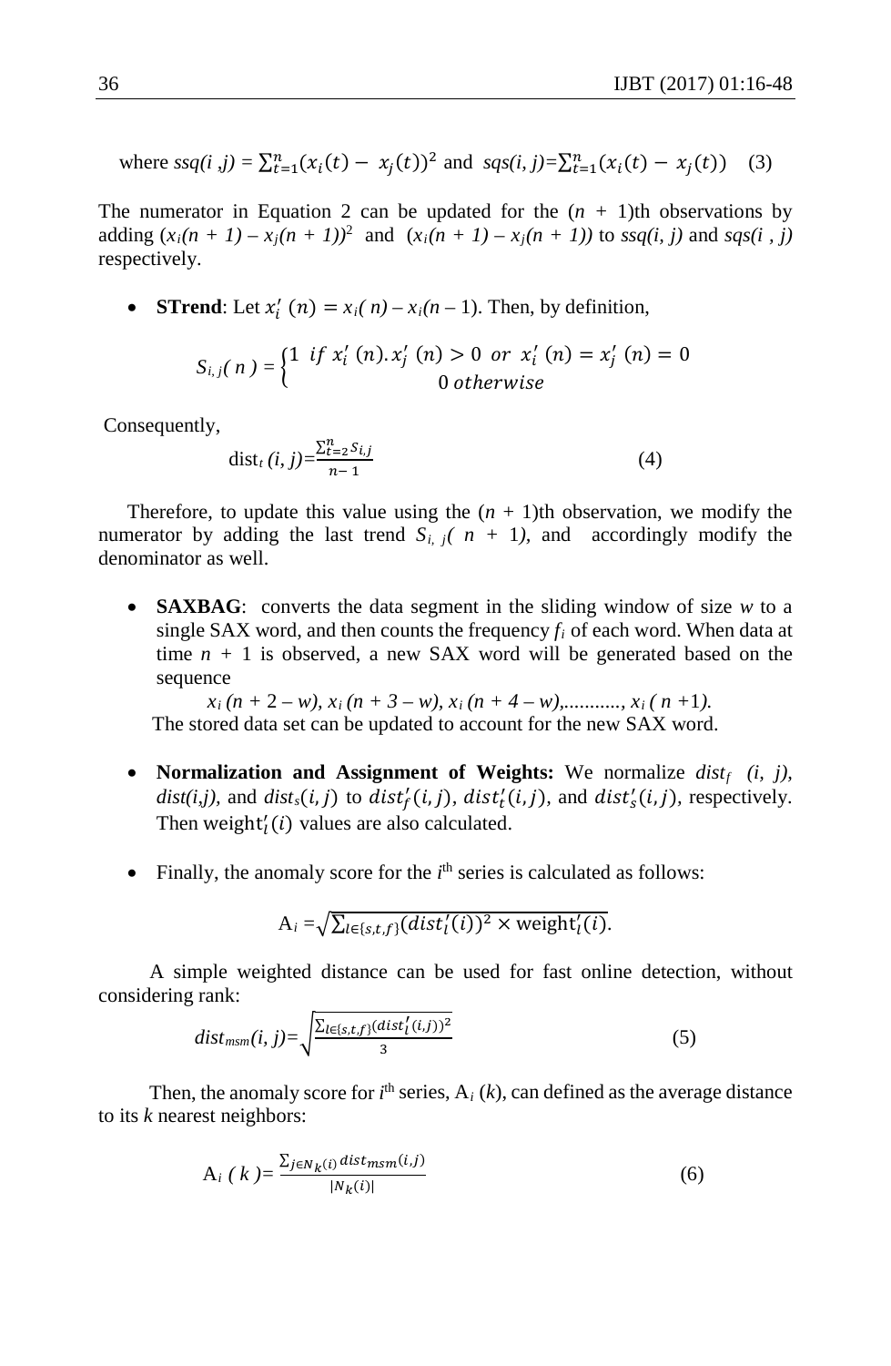where $ssq(i, j) = \sum_{t=1}^{n}(x_i(t) - x_j(t))^2$ and $sqs(i, j) = \sum_{t=1}^{n}(x_i(t) - x_j(t))$ (3)

The numerator in Equation 2 can be updated for the $(n + 1)$th observations by adding $(x_i(n + 1) - x_j(n + 1))^2$ and $(x_i(n + 1) - x_j(n + 1))$ to $ssq(i, j)$ and $sqs(i, j)$ respectively.

- **STrend**: Let $x_i'(n) = x_i(n) - x_i(n - 1)$. Then, by definition,

$$S_{i,j}(n) = \begin{cases} 1 & if\ x_i'(n).x_j'(n) > 0\ or\ x_i'(n) = x_j'(n) = 0 \\ 0 & otherwise \end{cases}$$

Consequently,

$$\text{dist}_t(i, j) = \frac{\sum_{t=2}^{n} S_{i,j}}{n-1} \tag{4}$$

Therefore, to update this value using the $(n + 1)$th observation, we modify the numerator by adding the last trend $S_{i,j}(n + 1)$, and accordingly modify the denominator as well.

- **SAXBAG**: converts the data segment in the sliding window of size $w$ to a single SAX word, and then counts the frequency $f_i$ of each word. When data at time $n + 1$ is observed, a new SAX word will be generated based on the sequence

  $x_i(n + 2 - w), x_i(n + 3 - w), x_i(n + 4 - w), \ldots\ldots\ldots, x_i(n + 1)$.

  The stored data set can be updated to account for the new SAX word.

- **Normalization and Assignment of Weights:** We normalize $dist_f(i, j)$, $dist(i,j)$, and $dist_s(i, j)$ to $dist_f'(i, j)$, $dist_t'(i, j)$, and $dist_s'(i, j)$, respectively. Then $\text{weight}_l'(i)$ values are also calculated.

- Finally, the anomaly score for the $i^{th}$ series is calculated as follows:

$$\text{A}_i = \sqrt{\sum_{l \in \{s,t,f\}} (dist_l'(i))^2 \times \text{weight}_l'(i)}.$$

A simple weighted distance can be used for fast online detection, without considering rank:

$$dist_{msm}(i, j) = \sqrt{\frac{\sum_{l \in \{s,t,f\}} (dist_l'(i, j))^2}{3}} \tag{5}$$

Then, the anomaly score for $i^{th}$ series, $\text{A}_i(k)$, can defined as the average distance to its $k$ nearest neighbors:

$$\text{A}_i(k) = \frac{\sum_{j \in N_k(i)} dist_{msm}(i, j)}{|N_k(i)|} \tag{6}$$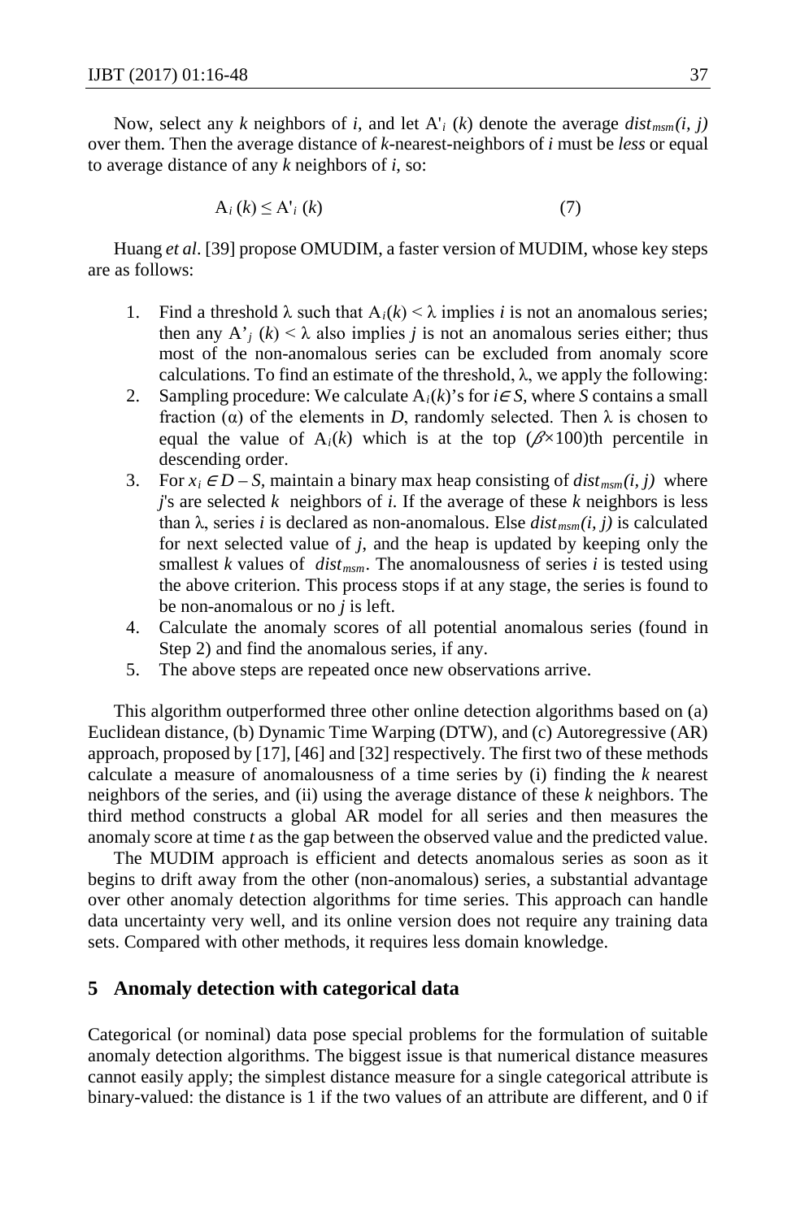Now, select any $k$ neighbors of $i$, and let $A'_i(k)$ denote the average $dist_{msm}(i, j)$ over them. Then the average distance of $k$-nearest-neighbors of $i$ must be *less* or equal to average distance of any $k$ neighbors of $i$, so:

$$A_i(k) \leq A'_i(k) \tag{7}$$

Huang *et al*. [39] propose OMUDIM, a faster version of MUDIM, whose key steps are as follows:

1. Find a threshold $\lambda$ such that $A_i(k) < \lambda$ implies $i$ is not an anomalous series; then any $A'_j(k) < \lambda$ also implies $j$ is not an anomalous series either; thus most of the non-anomalous series can be excluded from anomaly score calculations. To find an estimate of the threshold, $\lambda$, we apply the following:
2. Sampling procedure: We calculate $A_i(k)$'s for $i \in S$, where $S$ contains a small fraction ($\alpha$) of the elements in $D$, randomly selected. Then $\lambda$ is chosen to equal the value of $A_i(k)$ which is at the top ($\beta \times 100$)th percentile in descending order.
3. For $x_i \in D - S$, maintain a binary max heap consisting of $dist_{msm}(i, j)$ where $j$'s are selected $k$ neighbors of $i$. If the average of these $k$ neighbors is less than $\lambda$, series $i$ is declared as non-anomalous. Else $dist_{msm}(i, j)$ is calculated for next selected value of $j$, and the heap is updated by keeping only the smallest $k$ values of $dist_{msm}$. The anomalousness of series $i$ is tested using the above criterion. This process stops if at any stage, the series is found to be non-anomalous or no $j$ is left.
4. Calculate the anomaly scores of all potential anomalous series (found in Step 2) and find the anomalous series, if any.
5. The above steps are repeated once new observations arrive.

This algorithm outperformed three other online detection algorithms based on (a) Euclidean distance, (b) Dynamic Time Warping (DTW), and (c) Autoregressive (AR) approach, proposed by [17], [46] and [32] respectively. The first two of these methods calculate a measure of anomalousness of a time series by (i) finding the $k$ nearest neighbors of the series, and (ii) using the average distance of these $k$ neighbors. The third method constructs a global AR model for all series and then measures the anomaly score at time $t$ as the gap between the observed value and the predicted value.

The MUDIM approach is efficient and detects anomalous series as soon as it begins to drift away from the other (non-anomalous) series, a substantial advantage over other anomaly detection algorithms for time series. This approach can handle data uncertainty very well, and its online version does not require any training data sets. Compared with other methods, it requires less domain knowledge.

## 5 Anomaly detection with categorical data

Categorical (or nominal) data pose special problems for the formulation of suitable anomaly detection algorithms. The biggest issue is that numerical distance measures cannot easily apply; the simplest distance measure for a single categorical attribute is binary-valued: the distance is 1 if the two values of an attribute are different, and 0 if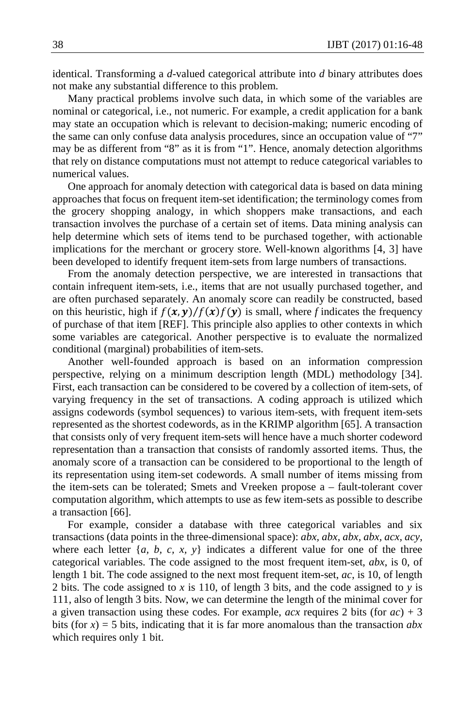identical. Transforming a *d*-valued categorical attribute into *d* binary attributes does not make any substantial difference to this problem.

Many practical problems involve such data, in which some of the variables are nominal or categorical, i.e., not numeric. For example, a credit application for a bank may state an occupation which is relevant to decision-making; numeric encoding of the same can only confuse data analysis procedures, since an occupation value of "7" may be as different from "8" as it is from "1". Hence, anomaly detection algorithms that rely on distance computations must not attempt to reduce categorical variables to numerical values.

One approach for anomaly detection with categorical data is based on data mining approaches that focus on frequent item-set identification; the terminology comes from the grocery shopping analogy, in which shoppers make transactions, and each transaction involves the purchase of a certain set of items. Data mining analysis can help determine which sets of items tend to be purchased together, with actionable implications for the merchant or grocery store. Well-known algorithms [4, 3] have been developed to identify frequent item-sets from large numbers of transactions.

From the anomaly detection perspective, we are interested in transactions that contain infrequent item-sets, i.e., items that are not usually purchased together, and are often purchased separately. An anomaly score can readily be constructed, based on this heuristic, high if $f(\boldsymbol{x},\boldsymbol{y})/f(\boldsymbol{x})f(\boldsymbol{y})$ is small, where *f* indicates the frequency of purchase of that item [REF]. This principle also applies to other contexts in which some variables are categorical. Another perspective is to evaluate the normalized conditional (marginal) probabilities of item-sets.

Another well-founded approach is based on an information compression perspective, relying on a minimum description length (MDL) methodology [34]. First, each transaction can be considered to be covered by a collection of item-sets, of varying frequency in the set of transactions. A coding approach is utilized which assigns codewords (symbol sequences) to various item-sets, with frequent item-sets represented as the shortest codewords, as in the KRIMP algorithm [65]. A transaction that consists only of very frequent item-sets will hence have a much shorter codeword representation than a transaction that consists of randomly assorted items. Thus, the anomaly score of a transaction can be considered to be proportional to the length of its representation using item-set codewords. A small number of items missing from the item-sets can be tolerated; Smets and Vreeken propose a – fault-tolerant cover computation algorithm, which attempts to use as few item-sets as possible to describe a transaction [66].

For example, consider a database with three categorical variables and six transactions (data points in the three-dimensional space): *abx, abx, abx, abx, acx, acy*, where each letter {*a, b, c, x, y*} indicates a different value for one of the three categorical variables. The code assigned to the most frequent item-set, *abx*, is 0, of length 1 bit. The code assigned to the next most frequent item-set, *ac*, is 10, of length 2 bits. The code assigned to *x* is 110, of length 3 bits, and the code assigned to *y* is 111, also of length 3 bits. Now, we can determine the length of the minimal cover for a given transaction using these codes. For example, *acx* requires 2 bits (for *ac*) + 3 bits (for *x*) = 5 bits, indicating that it is far more anomalous than the transaction *abx* which requires only 1 bit.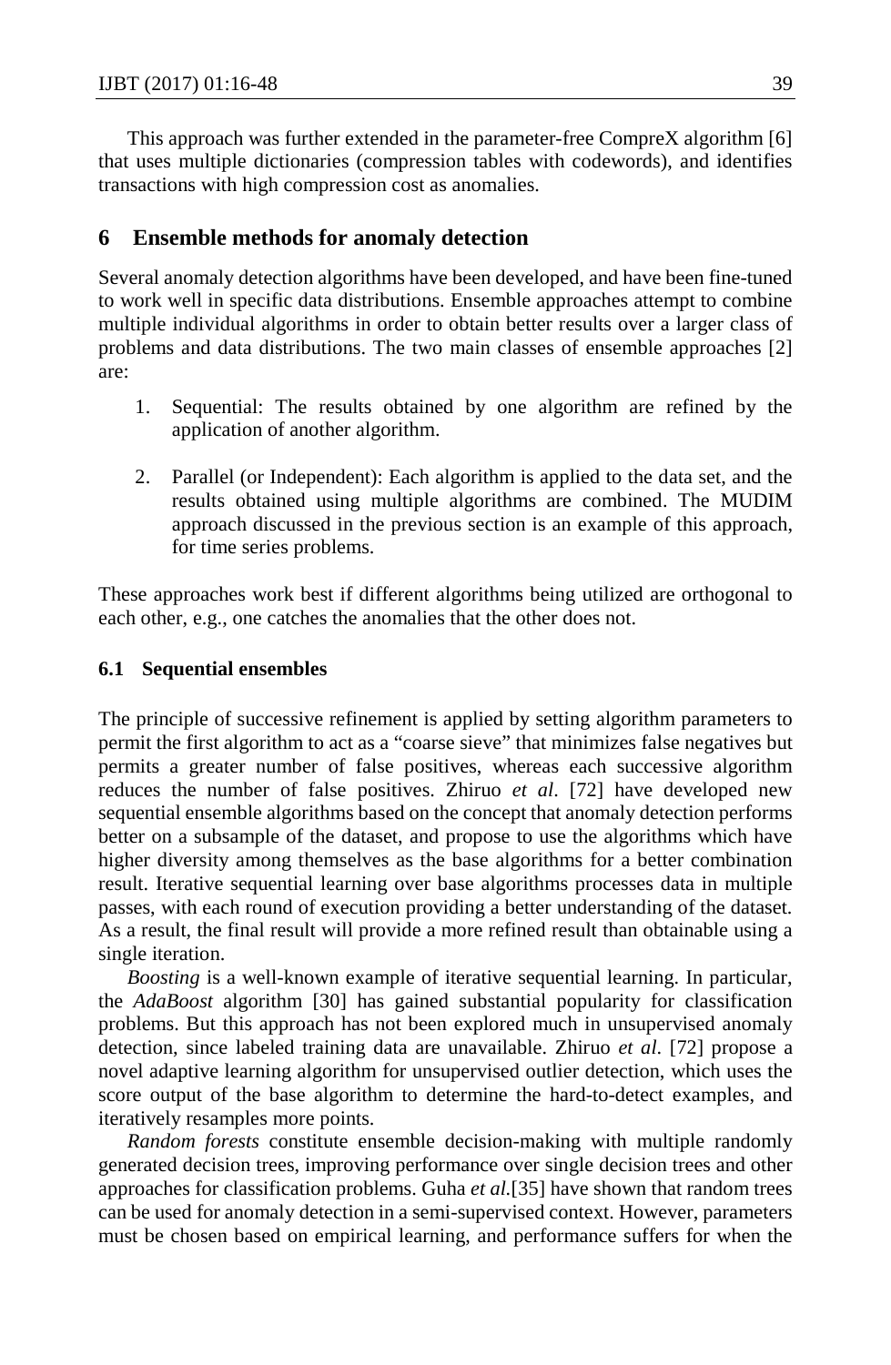This approach was further extended in the parameter-free CompreX algorithm [6] that uses multiple dictionaries (compression tables with codewords), and identifies transactions with high compression cost as anomalies.

## 6 Ensemble methods for anomaly detection

Several anomaly detection algorithms have been developed, and have been fine-tuned to work well in specific data distributions. Ensemble approaches attempt to combine multiple individual algorithms in order to obtain better results over a larger class of problems and data distributions. The two main classes of ensemble approaches [2] are:

1. Sequential: The results obtained by one algorithm are refined by the application of another algorithm.

2. Parallel (or Independent): Each algorithm is applied to the data set, and the results obtained using multiple algorithms are combined. The MUDIM approach discussed in the previous section is an example of this approach, for time series problems.

These approaches work best if different algorithms being utilized are orthogonal to each other, e.g., one catches the anomalies that the other does not.

### 6.1 Sequential ensembles

The principle of successive refinement is applied by setting algorithm parameters to permit the first algorithm to act as a "coarse sieve" that minimizes false negatives but permits a greater number of false positives, whereas each successive algorithm reduces the number of false positives. Zhiruo *et al*. [72] have developed new sequential ensemble algorithms based on the concept that anomaly detection performs better on a subsample of the dataset, and propose to use the algorithms which have higher diversity among themselves as the base algorithms for a better combination result. Iterative sequential learning over base algorithms processes data in multiple passes, with each round of execution providing a better understanding of the dataset. As a result, the final result will provide a more refined result than obtainable using a single iteration.

*Boosting* is a well-known example of iterative sequential learning. In particular, the *AdaBoost* algorithm [30] has gained substantial popularity for classification problems. But this approach has not been explored much in unsupervised anomaly detection, since labeled training data are unavailable. Zhiruo *et al*. [72] propose a novel adaptive learning algorithm for unsupervised outlier detection, which uses the score output of the base algorithm to determine the hard-to-detect examples, and iteratively resamples more points.

*Random forests* constitute ensemble decision-making with multiple randomly generated decision trees, improving performance over single decision trees and other approaches for classification problems. Guha *et al.*[35] have shown that random trees can be used for anomaly detection in a semi-supervised context. However, parameters must be chosen based on empirical learning, and performance suffers for when the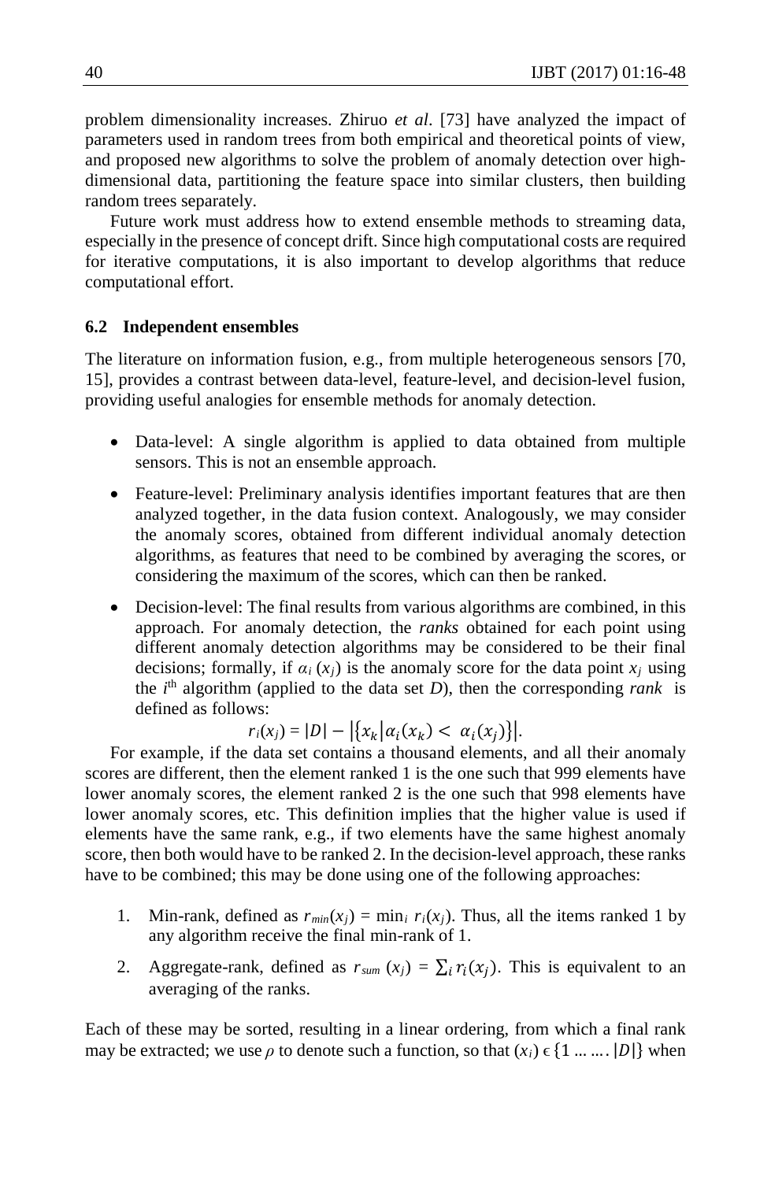problem dimensionality increases. Zhiruo *et al*. [73] have analyzed the impact of parameters used in random trees from both empirical and theoretical points of view, and proposed new algorithms to solve the problem of anomaly detection over high-dimensional data, partitioning the feature space into similar clusters, then building random trees separately.

Future work must address how to extend ensemble methods to streaming data, especially in the presence of concept drift. Since high computational costs are required for iterative computations, it is also important to develop algorithms that reduce computational effort.

### 6.2 Independent ensembles

The literature on information fusion, e.g., from multiple heterogeneous sensors [70, 15], provides a contrast between data-level, feature-level, and decision-level fusion, providing useful analogies for ensemble methods for anomaly detection.

- Data-level: A single algorithm is applied to data obtained from multiple sensors. This is not an ensemble approach.
- Feature-level: Preliminary analysis identifies important features that are then analyzed together, in the data fusion context. Analogously, we may consider the anomaly scores, obtained from different individual anomaly detection algorithms, as features that need to be combined by averaging the scores, or considering the maximum of the scores, which can then be ranked.
- Decision-level: The final results from various algorithms are combined, in this approach. For anomaly detection, the *ranks* obtained for each point using different anomaly detection algorithms may be considered to be their final decisions; formally, if $\alpha_i(x_j)$ is the anomaly score for the data point $x_j$ using the $i^{th}$ algorithm (applied to the data set $D$), then the corresponding *rank* is defined as follows:

$$r_i(x_j) = |D| - \left|\{x_k | \alpha_i(x_k) < \alpha_i(x_j)\}\right|.$$

For example, if the data set contains a thousand elements, and all their anomaly scores are different, then the element ranked 1 is the one such that 999 elements have lower anomaly scores, the element ranked 2 is the one such that 998 elements have lower anomaly scores, etc. This definition implies that the higher value is used if elements have the same rank, e.g., if two elements have the same highest anomaly score, then both would have to be ranked 2. In the decision-level approach, these ranks have to be combined; this may be done using one of the following approaches:

1. Min-rank, defined as $r_{min}(x_j) = \min_i r_i(x_j)$. Thus, all the items ranked 1 by any algorithm receive the final min-rank of 1.
2. Aggregate-rank, defined as $r_{sum}(x_j) = \sum_i r_i(x_j)$. This is equivalent to an averaging of the ranks.

Each of these may be sorted, resulting in a linear ordering, from which a final rank may be extracted; we use $\rho$ to denote such a function, so that $(x_i) \in \{1 \ldots \ldots |D|\}$ when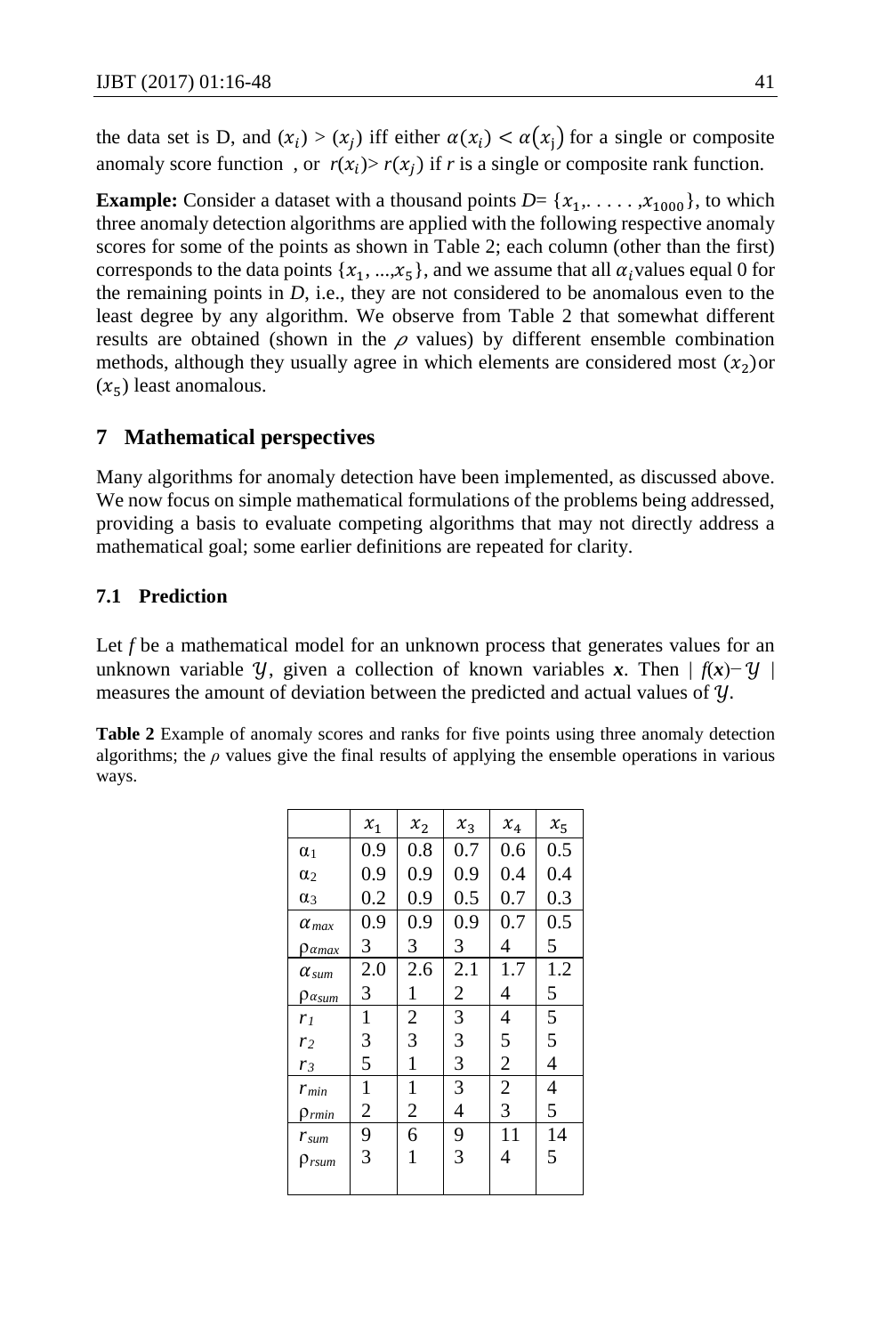the data set is D, and $(x_i) > (x_j)$ iff either $\alpha(x_i) < \alpha(x_j)$ for a single or composite anomaly score function , or $r(x_i) > r(x_j)$ if *r* is a single or composite rank function.

**Example:** Consider a dataset with a thousand points $D = \{x_1, \ldots, x_{1000}\}$, to which three anomaly detection algorithms are applied with the following respective anomaly scores for some of the points as shown in Table 2; each column (other than the first) corresponds to the data points $\{x_1, \ldots, x_5\}$, and we assume that all $\alpha_i$ values equal 0 for the remaining points in *D*, i.e., they are not considered to be anomalous even to the least degree by any algorithm. We observe from Table 2 that somewhat different results are obtained (shown in the $\rho$ values) by different ensemble combination methods, although they usually agree in which elements are considered most $(x_2)$ or $(x_5)$ least anomalous.

## 7 Mathematical perspectives

Many algorithms for anomaly detection have been implemented, as discussed above. We now focus on simple mathematical formulations of the problems being addressed, providing a basis to evaluate competing algorithms that may not directly address a mathematical goal; some earlier definitions are repeated for clarity.

### 7.1 Prediction

Let *f* be a mathematical model for an unknown process that generates values for an unknown variable $\mathcal{Y}$, given a collection of known variables $\boldsymbol{x}$. Then $| f(\boldsymbol{x}) - \mathcal{Y} |$ measures the amount of deviation between the predicted and actual values of $\mathcal{Y}$.

**Table 2** Example of anomaly scores and ranks for five points using three anomaly detection algorithms; the $\rho$ values give the final results of applying the ensemble operations in various ways.

| | $x_1$ | $x_2$ | $x_3$ | $x_4$ | $x_5$ |
|---|---|---|---|---|---|
| $\alpha_1$ | 0.9 | 0.8 | 0.7 | 0.6 | 0.5 |
| $\alpha_2$ | 0.9 | 0.9 | 0.9 | 0.4 | 0.4 |
| $\alpha_3$ | 0.2 | 0.9 | 0.5 | 0.7 | 0.3 |
| $\alpha_{max}$ | 0.9 | 0.9 | 0.9 | 0.7 | 0.5 |
| $\rho_{\alpha max}$ | 3 | 3 | 3 | 4 | 5 |
| $\alpha_{sum}$ | 2.0 | 2.6 | 2.1 | 1.7 | 1.2 |
| $\rho_{\alpha sum}$ | 3 | 1 | 2 | 4 | 5 |
| $r_1$ | 1 | 2 | 3 | 4 | 5 |
| $r_2$ | 3 | 3 | 3 | 5 | 5 |
| $r_3$ | 5 | 1 | 3 | 2 | 4 |
| $r_{min}$ | 1 | 1 | 3 | 2 | 4 |
| $\rho_{rmin}$ | 2 | 2 | 4 | 3 | 5 |
| $r_{sum}$ | 9 | 6 | 9 | 11 | 14 |
| $\rho_{rsum}$ | 3 | 1 | 3 | 4 | 5 |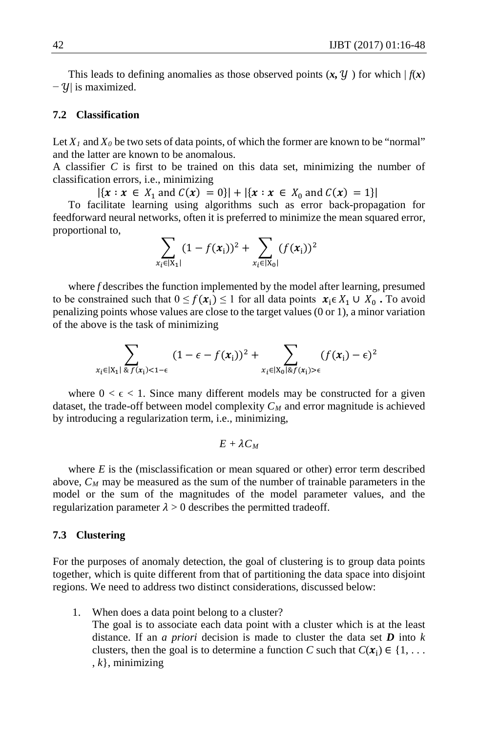This leads to defining anomalies as those observed points ($\boldsymbol{x}, \mathcal{Y}$ ) for which $|f(\boldsymbol{x}) - \mathcal{Y}|$ is maximized.

### 7.2 Classification

Let $X_1$ and $X_0$ be two sets of data points, of which the former are known to be "normal" and the latter are known to be anomalous.

A classifier *C* is first to be trained on this data set, minimizing the number of classification errors, i.e., minimizing

$$|\{\boldsymbol{x} : \boldsymbol{x} \in X_1 \text{ and } C(\boldsymbol{x}) = 0\}| + |\{\boldsymbol{x} : \boldsymbol{x} \in X_0 \text{ and } C(\boldsymbol{x}) = 1\}|$$

To facilitate learning using algorithms such as error back-propagation for feedforward neural networks, often it is preferred to minimize the mean squared error, proportional to,

$$\sum_{x_i \in |X_1|} (1 - f(\boldsymbol{x}_i))^2 + \sum_{x_i \in |X_0|} (f(\boldsymbol{x}_i))^2$$

where *f* describes the function implemented by the model after learning, presumed to be constrained such that $0 \leq f(\boldsymbol{x}_i) \leq 1$ for all data points $\boldsymbol{x}_i \epsilon X_1 \cup X_0$ **.** To avoid penalizing points whose values are close to the target values (0 or 1), a minor variation of the above is the task of minimizing

$$\sum_{x_i \in |X_1| \,\&\, f(x_i) < 1-\epsilon} (1 - \epsilon - f(\boldsymbol{x}_i))^2 + \sum_{x_i \in |X_0| \& f(x_i) > \epsilon} (f(\boldsymbol{x}_i) - \epsilon)^2$$

where $0 < \epsilon < 1$. Since many different models may be constructed for a given dataset, the trade-off between model complexity $C_M$ and error magnitude is achieved by introducing a regularization term, i.e., minimizing,

$$E + \lambda C_M$$

where *E* is the (misclassification or mean squared or other) error term described above, $C_M$ may be measured as the sum of the number of trainable parameters in the model or the sum of the magnitudes of the model parameter values, and the regularization parameter $\lambda > 0$ describes the permitted tradeoff.

### 7.3 Clustering

For the purposes of anomaly detection, the goal of clustering is to group data points together, which is quite different from that of partitioning the data space into disjoint regions. We need to address two distinct considerations, discussed below:

1. When does a data point belong to a cluster?
   The goal is to associate each data point with a cluster which is at the least distance. If an *a priori* decision is made to cluster the data set $\boldsymbol{D}$ into *k* clusters, then the goal is to determine a function *C* such that $C(\boldsymbol{x}_i) \in \{1, \ldots, k\}$, minimizing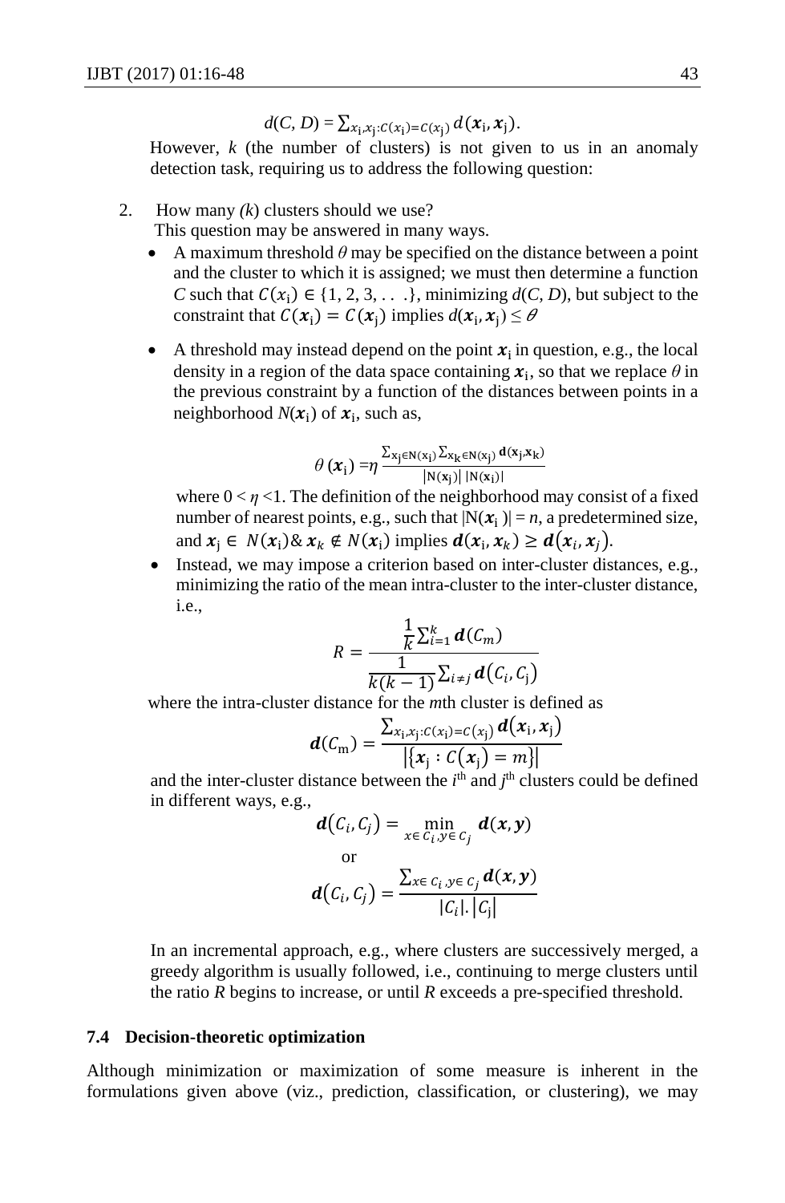$$d(C, D) = \sum_{x_i, x_j : C(x_i) = C(x_j)} d(\boldsymbol{x}_i, \boldsymbol{x}_j).$$

However, *k* (the number of clusters) is not given to us in an anomaly detection task, requiring us to address the following question:

2. How many *(k)* clusters should we use?
   This question may be answered in many ways.
   - A maximum threshold $\theta$ may be specified on the distance between a point and the cluster to which it is assigned; we must then determine a function *C* such that $C(x_i) \in \{1, 2, 3, \ldots\}$, minimizing $d(C, D)$, but subject to the constraint that $C(\boldsymbol{x}_i) = C(\boldsymbol{x}_j)$ implies $d(\boldsymbol{x}_i, \boldsymbol{x}_j) \leq \theta$
   - A threshold may instead depend on the point $\boldsymbol{x}_i$ in question, e.g., the local density in a region of the data space containing $\boldsymbol{x}_i$, so that we replace $\theta$ in the previous constraint by a function of the distances between points in a neighborhood $N(\boldsymbol{x}_i)$ of $\boldsymbol{x}_i$, such as,

     $$\theta(\boldsymbol{x}_i) = \eta \frac{\sum_{x_j \in N(x_i)} \sum_{x_k \in N(x_j)} d(x_j, x_k)}{|N(x_j)|\, |N(x_i)|}$$

     where $0 < \eta < 1$. The definition of the neighborhood may consist of a fixed number of nearest points, e.g., such that $|N(\boldsymbol{x}_i)| = n$, a predetermined size, and $\boldsymbol{x}_j \in N(\boldsymbol{x}_i) \,\&\, \boldsymbol{x}_k \notin N(\boldsymbol{x}_i)$ implies $\boldsymbol{d}(\boldsymbol{x}_i, \boldsymbol{x}_k) \geq \boldsymbol{d}(\boldsymbol{x}_i, \boldsymbol{x}_j)$.
   - Instead, we may impose a criterion based on inter-cluster distances, e.g., minimizing the ratio of the mean intra-cluster to the inter-cluster distance, i.e.,

     $$R = \frac{\frac{1}{k}\sum_{i=1}^{k} \boldsymbol{d}(C_m)}{\frac{1}{k(k-1)}\sum_{i \neq j} \boldsymbol{d}(C_i, C_j)}$$

   where the intra-cluster distance for the *m*th cluster is defined as

   $$\boldsymbol{d}(C_m) = \frac{\sum_{x_i, x_j : C(x_i) = C(x_j)} \boldsymbol{d}(\boldsymbol{x}_i, \boldsymbol{x}_j)}{|\{\boldsymbol{x}_j : C(\boldsymbol{x}_j) = m\}|}$$

   and the inter-cluster distance between the $i^{th}$ and $j^{th}$ clusters could be defined in different ways, e.g.,

   $$\boldsymbol{d}(C_i, C_j) = \min_{x \in C_i, y \in C_j} \boldsymbol{d}(\boldsymbol{x}, \boldsymbol{y})$$

   or

   $$\boldsymbol{d}(C_i, C_j) = \frac{\sum_{x \in C_i, y \in C_j} \boldsymbol{d}(\boldsymbol{x}, \boldsymbol{y})}{|C_i| . |C_j|}$$

   In an incremental approach, e.g., where clusters are successively merged, a greedy algorithm is usually followed, i.e., continuing to merge clusters until the ratio *R* begins to increase, or until *R* exceeds a pre-specified threshold.

### 7.4 Decision-theoretic optimization

Although minimization or maximization of some measure is inherent in the formulations given above (viz., prediction, classification, or clustering), we may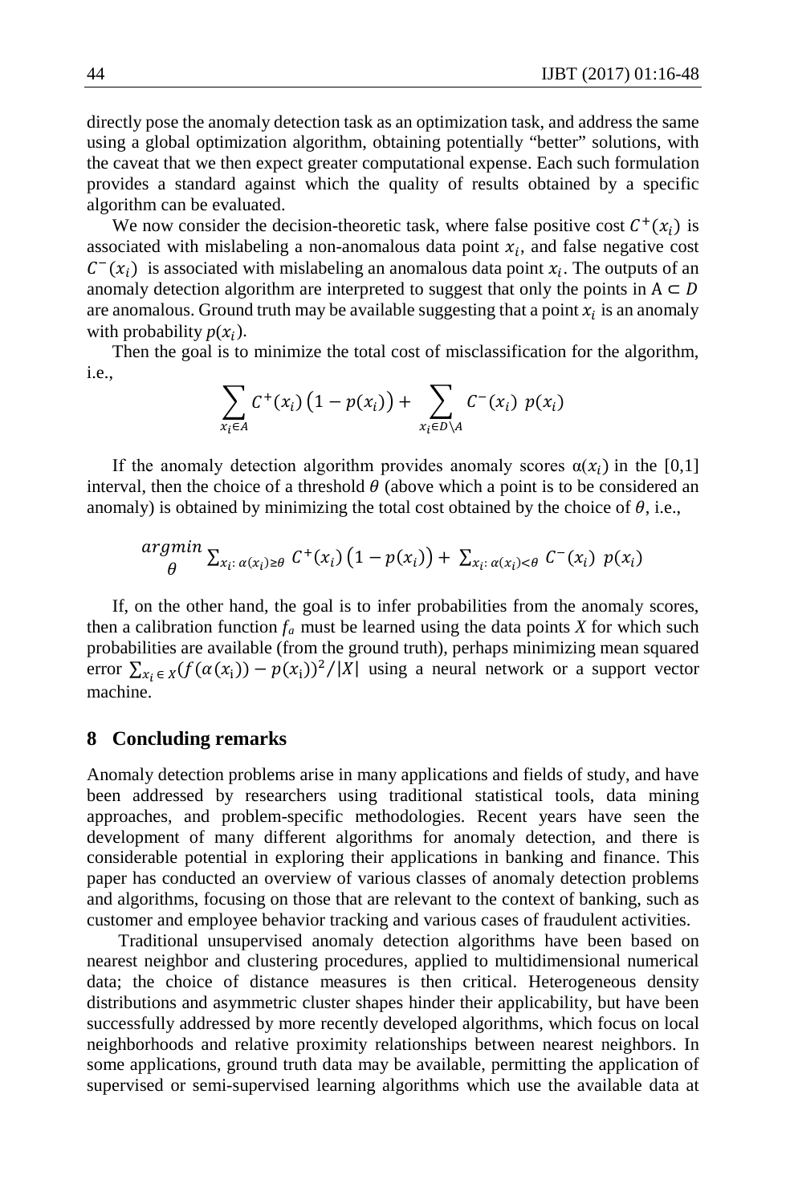directly pose the anomaly detection task as an optimization task, and address the same using a global optimization algorithm, obtaining potentially "better" solutions, with the caveat that we then expect greater computational expense. Each such formulation provides a standard against which the quality of results obtained by a specific algorithm can be evaluated.

We now consider the decision-theoretic task, where false positive cost $C^+(x_i)$ is associated with mislabeling a non-anomalous data point $x_i$, and false negative cost $C^-(x_i)$ is associated with mislabeling an anomalous data point $x_i$. The outputs of an anomaly detection algorithm are interpreted to suggest that only the points in $A \subset D$ are anomalous. Ground truth may be available suggesting that a point $x_i$ is an anomaly with probability $p(x_i)$.

Then the goal is to minimize the total cost of misclassification for the algorithm, i.e.,

$$\sum_{x_i \in A} C^+(x_i)\left(1 - p(x_i)\right) + \sum_{x_i \in D \setminus A} C^-(x_i)\ p(x_i)$$

If the anomaly detection algorithm provides anomaly scores $\alpha(x_i)$ in the [0,1] interval, then the choice of a threshold $\theta$ (above which a point is to be considered an anomaly) is obtained by minimizing the total cost obtained by the choice of $\theta$, i.e.,

$$\underset{\theta}{argmin} \sum_{x_i:\, \alpha(x_i) \geq \theta} C^+(x_i)\left(1 - p(x_i)\right) + \sum_{x_i:\, \alpha(x_i) < \theta} C^-(x_i)\ p(x_i)$$

If, on the other hand, the goal is to infer probabilities from the anomaly scores, then a calibration function $f_a$ must be learned using the data points $X$ for which such probabilities are available (from the ground truth), perhaps minimizing mean squared error $\sum_{x_i \in X}(f(\alpha(x_i)) - p(x_i))^2/|X|$ using a neural network or a support vector machine.

## 8 Concluding remarks

Anomaly detection problems arise in many applications and fields of study, and have been addressed by researchers using traditional statistical tools, data mining approaches, and problem-specific methodologies. Recent years have seen the development of many different algorithms for anomaly detection, and there is considerable potential in exploring their applications in banking and finance. This paper has conducted an overview of various classes of anomaly detection problems and algorithms, focusing on those that are relevant to the context of banking, such as customer and employee behavior tracking and various cases of fraudulent activities.

Traditional unsupervised anomaly detection algorithms have been based on nearest neighbor and clustering procedures, applied to multidimensional numerical data; the choice of distance measures is then critical. Heterogeneous density distributions and asymmetric cluster shapes hinder their applicability, but have been successfully addressed by more recently developed algorithms, which focus on local neighborhoods and relative proximity relationships between nearest neighbors. In some applications, ground truth data may be available, permitting the application of supervised or semi-supervised learning algorithms which use the available data at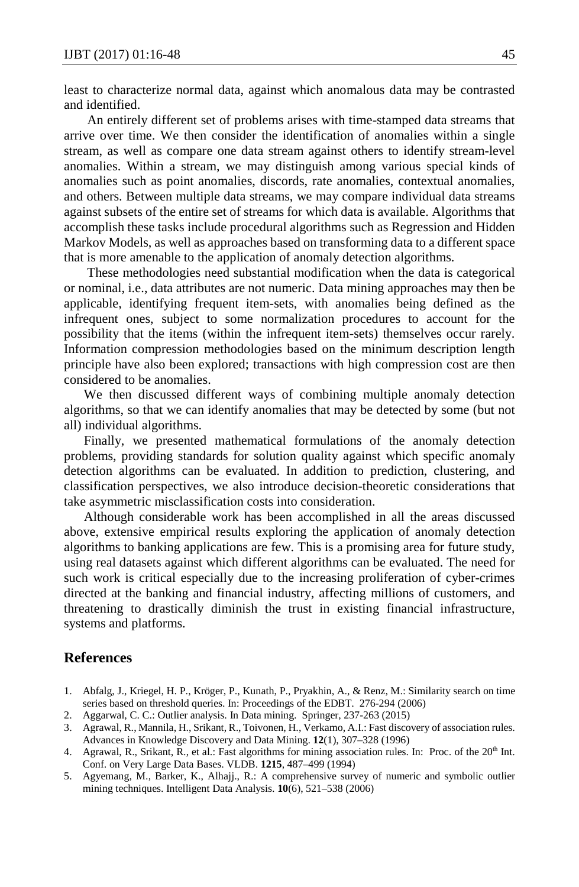least to characterize normal data, against which anomalous data may be contrasted and identified.

An entirely different set of problems arises with time-stamped data streams that arrive over time. We then consider the identification of anomalies within a single stream, as well as compare one data stream against others to identify stream-level anomalies. Within a stream, we may distinguish among various special kinds of anomalies such as point anomalies, discords, rate anomalies, contextual anomalies, and others. Between multiple data streams, we may compare individual data streams against subsets of the entire set of streams for which data is available. Algorithms that accomplish these tasks include procedural algorithms such as Regression and Hidden Markov Models, as well as approaches based on transforming data to a different space that is more amenable to the application of anomaly detection algorithms.

These methodologies need substantial modification when the data is categorical or nominal, i.e., data attributes are not numeric. Data mining approaches may then be applicable, identifying frequent item-sets, with anomalies being defined as the infrequent ones, subject to some normalization procedures to account for the possibility that the items (within the infrequent item-sets) themselves occur rarely. Information compression methodologies based on the minimum description length principle have also been explored; transactions with high compression cost are then considered to be anomalies.

We then discussed different ways of combining multiple anomaly detection algorithms, so that we can identify anomalies that may be detected by some (but not all) individual algorithms.

Finally, we presented mathematical formulations of the anomaly detection problems, providing standards for solution quality against which specific anomaly detection algorithms can be evaluated. In addition to prediction, clustering, and classification perspectives, we also introduce decision-theoretic considerations that take asymmetric misclassification costs into consideration.

Although considerable work has been accomplished in all the areas discussed above, extensive empirical results exploring the application of anomaly detection algorithms to banking applications are few. This is a promising area for future study, using real datasets against which different algorithms can be evaluated. The need for such work is critical especially due to the increasing proliferation of cyber-crimes directed at the banking and financial industry, affecting millions of customers, and threatening to drastically diminish the trust in existing financial infrastructure, systems and platforms.

## References

1. Abfalg, J., Kriegel, H. P., Kröger, P., Kunath, P., Pryakhin, A., & Renz, M.: Similarity search on time series based on threshold queries. In: Proceedings of the EDBT. 276-294 (2006)
2. Aggarwal, C. C.: Outlier analysis. In Data mining. Springer, 237-263 (2015)
3. Agrawal, R., Mannila, H., Srikant, R., Toivonen, H., Verkamo, A.I.: Fast discovery of association rules. Advances in Knowledge Discovery and Data Mining. **12**(1), 307–328 (1996)
4. Agrawal, R., Srikant, R., et al.: Fast algorithms for mining association rules. In: Proc. of the 20th Int. Conf. on Very Large Data Bases. VLDB. **1215**, 487–499 (1994)
5. Agyemang, M., Barker, K., Alhajj., R.: A comprehensive survey of numeric and symbolic outlier mining techniques. Intelligent Data Analysis. **10**(6), 521–538 (2006)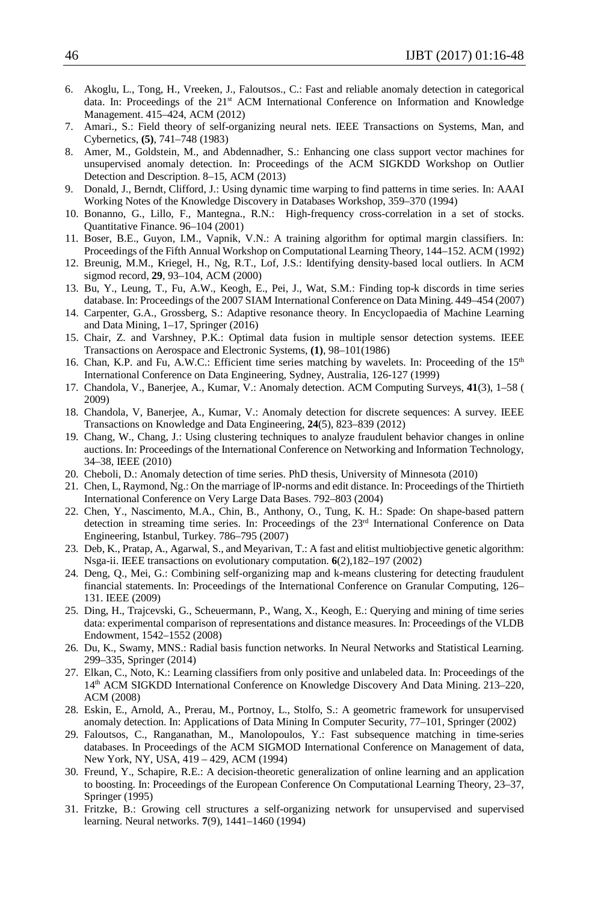6. Akoglu, L., Tong, H., Vreeken, J., Faloutsos., C.: Fast and reliable anomaly detection in categorical data. In: Proceedings of the 21st ACM International Conference on Information and Knowledge Management. 415–424, ACM (2012)
7. Amari., S.: Field theory of self-organizing neural nets. IEEE Transactions on Systems, Man, and Cybernetics, **(5)**, 741–748 (1983)
8. Amer, M., Goldstein, M., and Abdennadher, S.: Enhancing one class support vector machines for unsupervised anomaly detection. In: Proceedings of the ACM SIGKDD Workshop on Outlier Detection and Description. 8–15, ACM (2013)
9. Donald, J., Berndt, Clifford, J.: Using dynamic time warping to find patterns in time series. In: AAAI Working Notes of the Knowledge Discovery in Databases Workshop, 359–370 (1994)
10. Bonanno, G., Lillo, F., Mantegna., R.N.: High-frequency cross-correlation in a set of stocks. Quantitative Finance. 96–104 (2001)
11. Boser, B.E., Guyon, I.M., Vapnik, V.N.: A training algorithm for optimal margin classifiers. In: Proceedings of the Fifth Annual Workshop on Computational Learning Theory, 144–152. ACM (1992)
12. Breunig, M.M., Kriegel, H., Ng, R.T., Lof, J.S.: Identifying density-based local outliers. In ACM sigmod record, **29**, 93–104, ACM (2000)
13. Bu, Y., Leung, T., Fu, A.W., Keogh, E., Pei, J., Wat, S.M.: Finding top-k discords in time series database. In: Proceedings of the 2007 SIAM International Conference on Data Mining. 449–454 (2007)
14. Carpenter, G.A., Grossberg, S.: Adaptive resonance theory. In Encyclopaedia of Machine Learning and Data Mining, 1–17, Springer (2016)
15. Chair, Z. and Varshney, P.K.: Optimal data fusion in multiple sensor detection systems. IEEE Transactions on Aerospace and Electronic Systems, **(1)**, 98–101(1986)
16. Chan, K.P. and Fu, A.W.C.: Efficient time series matching by wavelets. In: Proceeding of the 15th International Conference on Data Engineering, Sydney, Australia, 126-127 (1999)
17. Chandola, V., Banerjee, A., Kumar, V.: Anomaly detection. ACM Computing Surveys, **41**(3), 1–58 ( 2009)
18. Chandola, V, Banerjee, A., Kumar, V.: Anomaly detection for discrete sequences: A survey. IEEE Transactions on Knowledge and Data Engineering, **24**(5), 823–839 (2012)
19. Chang, W., Chang, J.: Using clustering techniques to analyze fraudulent behavior changes in online auctions. In: Proceedings of the International Conference on Networking and Information Technology, 34–38, IEEE (2010)
20. Cheboli, D.: Anomaly detection of time series. PhD thesis, University of Minnesota (2010)
21. Chen, L, Raymond, Ng.: On the marriage of lP-norms and edit distance. In: Proceedings of the Thirtieth International Conference on Very Large Data Bases. 792–803 (2004)
22. Chen, Y., Nascimento, M.A., Chin, B., Anthony, O., Tung, K. H.: Spade: On shape-based pattern detection in streaming time series. In: Proceedings of the 23rd International Conference on Data Engineering, Istanbul, Turkey. 786–795 (2007)
23. Deb, K., Pratap, A., Agarwal, S., and Meyarivan, T.: A fast and elitist multiobjective genetic algorithm: Nsga-ii. IEEE transactions on evolutionary computation. **6**(2),182–197 (2002)
24. Deng, Q., Mei, G.: Combining self-organizing map and k-means clustering for detecting fraudulent financial statements. In: Proceedings of the International Conference on Granular Computing, 126–131. IEEE (2009)
25. Ding, H., Trajcevski, G., Scheuermann, P., Wang, X., Keogh, E.: Querying and mining of time series data: experimental comparison of representations and distance measures. In: Proceedings of the VLDB Endowment, 1542–1552 (2008)
26. Du, K., Swamy, MNS.: Radial basis function networks. In Neural Networks and Statistical Learning. 299–335, Springer (2014)
27. Elkan, C., Noto, K.: Learning classifiers from only positive and unlabeled data. In: Proceedings of the 14th ACM SIGKDD International Conference on Knowledge Discovery And Data Mining. 213–220, ACM (2008)
28. Eskin, E., Arnold, A., Prerau, M., Portnoy, L., Stolfo, S.: A geometric framework for unsupervised anomaly detection. In: Applications of Data Mining In Computer Security, 77–101, Springer (2002)
29. Faloutsos, C., Ranganathan, M., Manolopoulos, Y.: Fast subsequence matching in time-series databases. In Proceedings of the ACM SIGMOD International Conference on Management of data, New York, NY, USA, 419 – 429, ACM (1994)
30. Freund, Y., Schapire, R.E.: A decision-theoretic generalization of online learning and an application to boosting. In: Proceedings of the European Conference On Computational Learning Theory, 23–37, Springer (1995)
31. Fritzke, B.: Growing cell structures a self-organizing network for unsupervised and supervised learning. Neural networks. **7**(9), 1441–1460 (1994)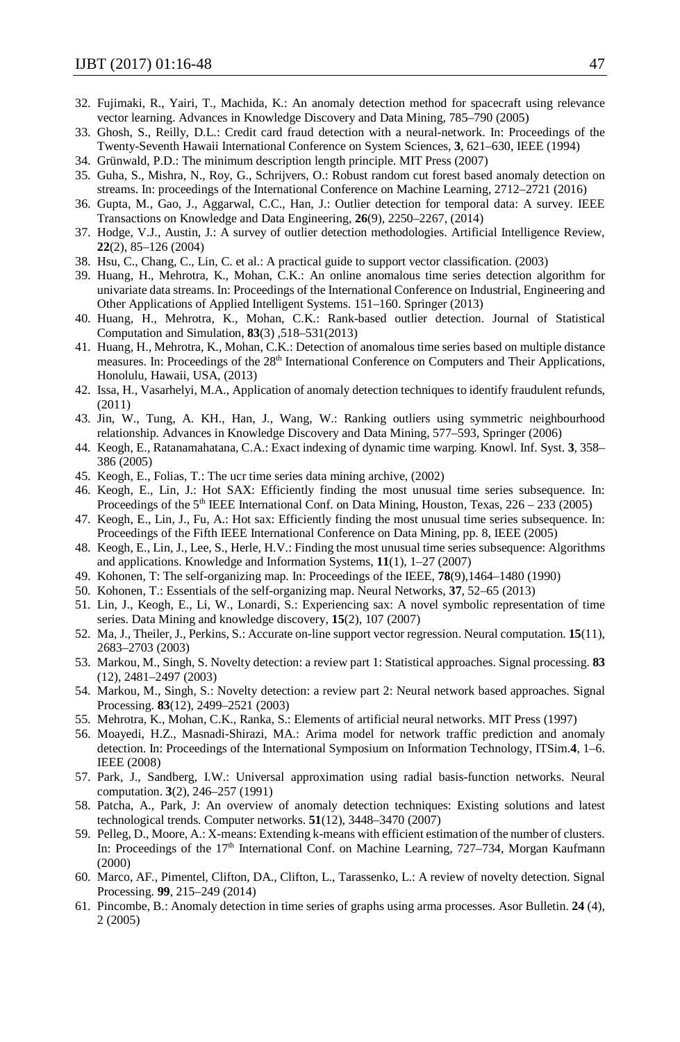32. Fujimaki, R., Yairi, T., Machida, K.: An anomaly detection method for spacecraft using relevance vector learning. Advances in Knowledge Discovery and Data Mining, 785–790 (2005)
33. Ghosh, S., Reilly, D.L.: Credit card fraud detection with a neural-network. In: Proceedings of the Twenty-Seventh Hawaii International Conference on System Sciences, **3**, 621–630, IEEE (1994)
34. Grünwald, P.D.: The minimum description length principle. MIT Press (2007)
35. Guha, S., Mishra, N., Roy, G., Schrijvers, O.: Robust random cut forest based anomaly detection on streams. In: proceedings of the International Conference on Machine Learning, 2712–2721 (2016)
36. Gupta, M., Gao, J., Aggarwal, C.C., Han, J.: Outlier detection for temporal data: A survey. IEEE Transactions on Knowledge and Data Engineering, **26**(9), 2250–2267, (2014)
37. Hodge, V.J., Austin, J.: A survey of outlier detection methodologies. Artificial Intelligence Review, **22**(2), 85–126 (2004)
38. Hsu, C., Chang, C., Lin, C. et al.: A practical guide to support vector classification. (2003)
39. Huang, H., Mehrotra, K., Mohan, C.K.: An online anomalous time series detection algorithm for univariate data streams. In: Proceedings of the International Conference on Industrial, Engineering and Other Applications of Applied Intelligent Systems. 151–160. Springer (2013)
40. Huang, H., Mehrotra, K., Mohan, C.K.: Rank-based outlier detection. Journal of Statistical Computation and Simulation, **83**(3) ,518–531(2013)
41. Huang, H., Mehrotra, K., Mohan, C.K.: Detection of anomalous time series based on multiple distance measures. In: Proceedings of the 28th International Conference on Computers and Their Applications, Honolulu, Hawaii, USA, (2013)
42. Issa, H., Vasarhelyi, M.A., Application of anomaly detection techniques to identify fraudulent refunds, (2011)
43. Jin, W., Tung, A. KH., Han, J., Wang, W.: Ranking outliers using symmetric neighbourhood relationship. Advances in Knowledge Discovery and Data Mining, 577–593, Springer (2006)
44. Keogh, E., Ratanamahatana, C.A.: Exact indexing of dynamic time warping. Knowl. Inf. Syst. **3**, 358–386 (2005)
45. Keogh, E., Folias, T.: The ucr time series data mining archive, (2002)
46. Keogh, E., Lin, J.: Hot SAX: Efficiently finding the most unusual time series subsequence. In: Proceedings of the 5th IEEE International Conf. on Data Mining, Houston, Texas, 226 – 233 (2005)
47. Keogh, E., Lin, J., Fu, A.: Hot sax: Efficiently finding the most unusual time series subsequence. In: Proceedings of the Fifth IEEE International Conference on Data Mining, pp. 8, IEEE (2005)
48. Keogh, E., Lin, J., Lee, S., Herle, H.V.: Finding the most unusual time series subsequence: Algorithms and applications. Knowledge and Information Systems, **11**(1), 1–27 (2007)
49. Kohonen, T: The self-organizing map. In: Proceedings of the IEEE, **78**(9),1464–1480 (1990)
50. Kohonen, T.: Essentials of the self-organizing map. Neural Networks, **37**, 52–65 (2013)
51. Lin, J., Keogh, E., Li, W., Lonardi, S.: Experiencing sax: A novel symbolic representation of time series. Data Mining and knowledge discovery, **15**(2), 107 (2007)
52. Ma, J., Theiler, J., Perkins, S.: Accurate on-line support vector regression. Neural computation. **15**(11), 2683–2703 (2003)
53. Markou, M., Singh, S. Novelty detection: a review part 1: Statistical approaches. Signal processing. **83** (12), 2481–2497 (2003)
54. Markou, M., Singh, S.: Novelty detection: a review part 2: Neural network based approaches. Signal Processing. **83**(12), 2499–2521 (2003)
55. Mehrotra, K., Mohan, C.K., Ranka, S.: Elements of artificial neural networks. MIT Press (1997)
56. Moayedi, H.Z., Masnadi-Shirazi, MA.: Arima model for network traffic prediction and anomaly detection. In: Proceedings of the International Symposium on Information Technology, ITSim.**4**, 1–6. IEEE (2008)
57. Park, J., Sandberg, I.W.: Universal approximation using radial basis-function networks. Neural computation. **3**(2), 246–257 (1991)
58. Patcha, A., Park, J: An overview of anomaly detection techniques: Existing solutions and latest technological trends. Computer networks. **51**(12), 3448–3470 (2007)
59. Pelleg, D., Moore, A.: X-means: Extending k-means with efficient estimation of the number of clusters. In: Proceedings of the 17th International Conf. on Machine Learning, 727–734, Morgan Kaufmann (2000)
60. Marco, AF., Pimentel, Clifton, DA., Clifton, L., Tarassenko, L.: A review of novelty detection. Signal Processing. **99**, 215–249 (2014)
61. Pincombe, B.: Anomaly detection in time series of graphs using arma processes. Asor Bulletin. **24** (4), 2 (2005)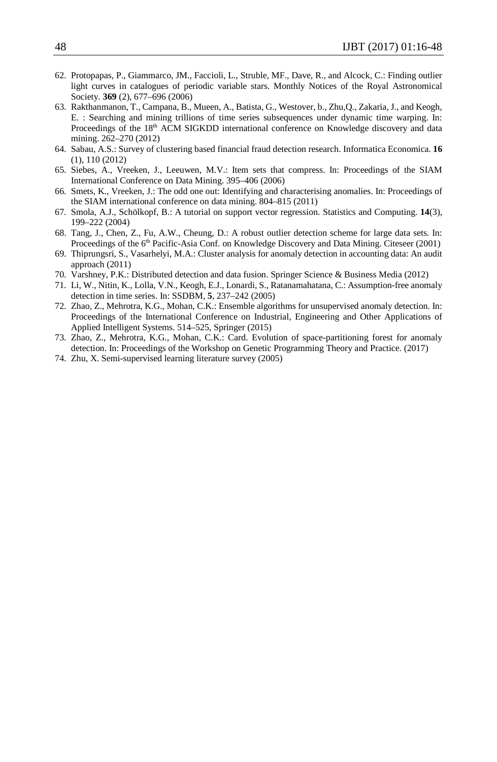62. Protopapas, P., Giammarco, JM., Faccioli, L., Struble, MF., Dave, R., and Alcock, C.: Finding outlier light curves in catalogues of periodic variable stars. Monthly Notices of the Royal Astronomical Society. **369** (2), 677–696 (2006)
63. Rakthanmanon, T., Campana, B., Mueen, A., Batista, G., Westover, b., Zhu,Q., Zakaria, J., and Keogh, E. : Searching and mining trillions of time series subsequences under dynamic time warping. In: Proceedings of the 18th ACM SIGKDD international conference on Knowledge discovery and data mining. 262–270 (2012)
64. Sabau, A.S.: Survey of clustering based financial fraud detection research. Informatica Economica. **16** (1), 110 (2012)
65. Siebes, A., Vreeken, J., Leeuwen, M.V.: Item sets that compress. In: Proceedings of the SIAM International Conference on Data Mining. 395–406 (2006)
66. Smets, K., Vreeken, J.: The odd one out: Identifying and characterising anomalies. In: Proceedings of the SIAM international conference on data mining. 804–815 (2011)
67. Smola, A.J., Schölkopf, B.: A tutorial on support vector regression. Statistics and Computing. **14**(3), 199–222 (2004)
68. Tang, J., Chen, Z., Fu, A.W., Cheung, D.: A robust outlier detection scheme for large data sets. In: Proceedings of the 6th Pacific-Asia Conf. on Knowledge Discovery and Data Mining. Citeseer (2001)
69. Thiprungsri, S., Vasarhelyi, M.A.: Cluster analysis for anomaly detection in accounting data: An audit approach (2011)
70. Varshney, P.K.: Distributed detection and data fusion. Springer Science & Business Media (2012)
71. Li, W., Nitin, K., Lolla, V.N., Keogh, E.J., Lonardi, S., Ratanamahatana, C.: Assumption-free anomaly detection in time series. In: SSDBM, **5**, 237–242 (2005)
72. Zhao, Z., Mehrotra, K.G., Mohan, C.K.: Ensemble algorithms for unsupervised anomaly detection. In: Proceedings of the International Conference on Industrial, Engineering and Other Applications of Applied Intelligent Systems. 514–525, Springer (2015)
73. Zhao, Z., Mehrotra, K.G., Mohan, C.K.: Card. Evolution of space-partitioning forest for anomaly detection. In: Proceedings of the Workshop on Genetic Programming Theory and Practice. (2017)
74. Zhu, X. Semi-supervised learning literature survey (2005)